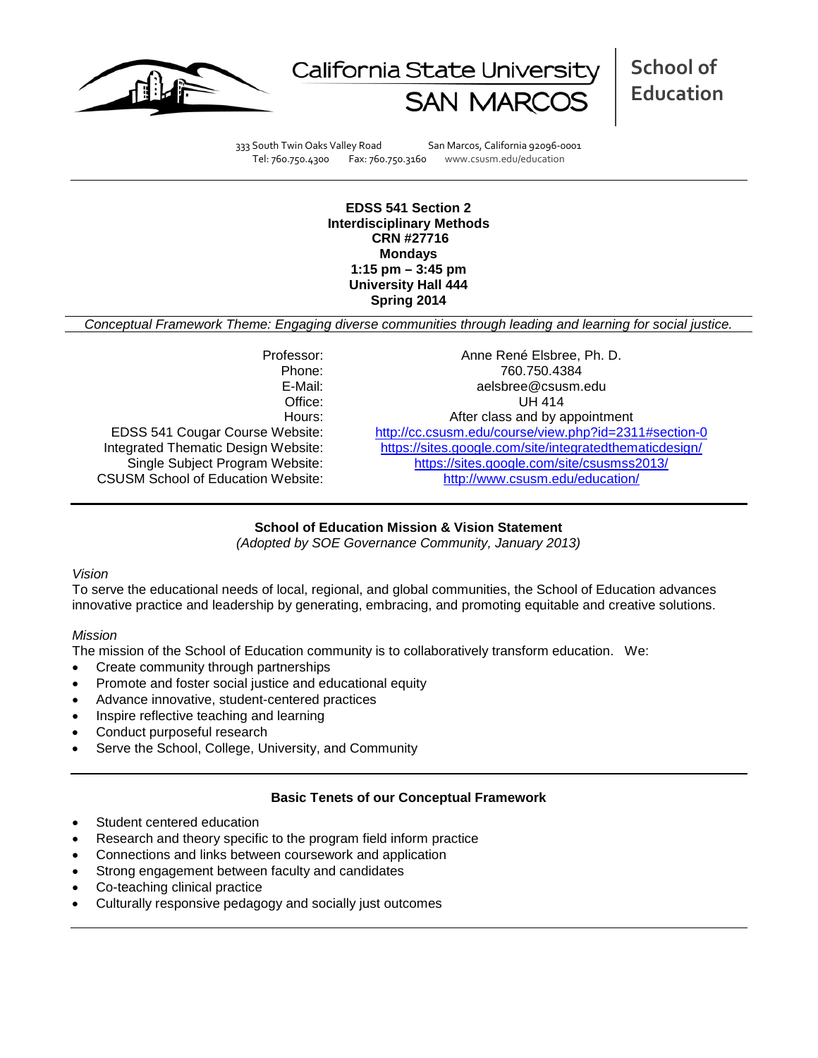California State University SAN MARCOS | School of Education

333 South Twin Oaks Valley Road San Marcos, California 92096-0001
Tel: 760.750.4300 Fax: 760.750.3160 www.csusm.edu/education

**EDSS 541 Section 2**
**Interdisciplinary Methods**
**CRN #27716**
**Mondays**
**1:15 pm – 3:45 pm**
**University Hall 444**
**Spring 2014**

*Conceptual Framework Theme: Engaging diverse communities through leading and learning for social justice.*

| | |
|---|---|
| Professor: | Anne René Elsbree, Ph. D. |
| Phone: | 760.750.4384 |
| E-Mail: | aelsbree@csusm.edu |
| Office: | UH 414 |
| Hours: | After class and by appointment |
| EDSS 541 Cougar Course Website: | http://cc.csusm.edu/course/view.php?id=2311#section-0 |
| Integrated Thematic Design Website: | https://sites.google.com/site/integratedthematicdesign/ |
| Single Subject Program Website: | https://sites.google.com/site/csusmss2013/ |
| CSUSM School of Education Website: | http://www.csusm.edu/education/ |

## School of Education Mission & Vision Statement

*(Adopted by SOE Governance Community, January 2013)*

*Vision*

To serve the educational needs of local, regional, and global communities, the School of Education advances innovative practice and leadership by generating, embracing, and promoting equitable and creative solutions.

*Mission*

The mission of the School of Education community is to collaboratively transform education. We:

- Create community through partnerships
- Promote and foster social justice and educational equity
- Advance innovative, student-centered practices
- Inspire reflective teaching and learning
- Conduct purposeful research
- Serve the School, College, University, and Community

## Basic Tenets of our Conceptual Framework

- Student centered education
- Research and theory specific to the program field inform practice
- Connections and links between coursework and application
- Strong engagement between faculty and candidates
- Co-teaching clinical practice
- Culturally responsive pedagogy and socially just outcomes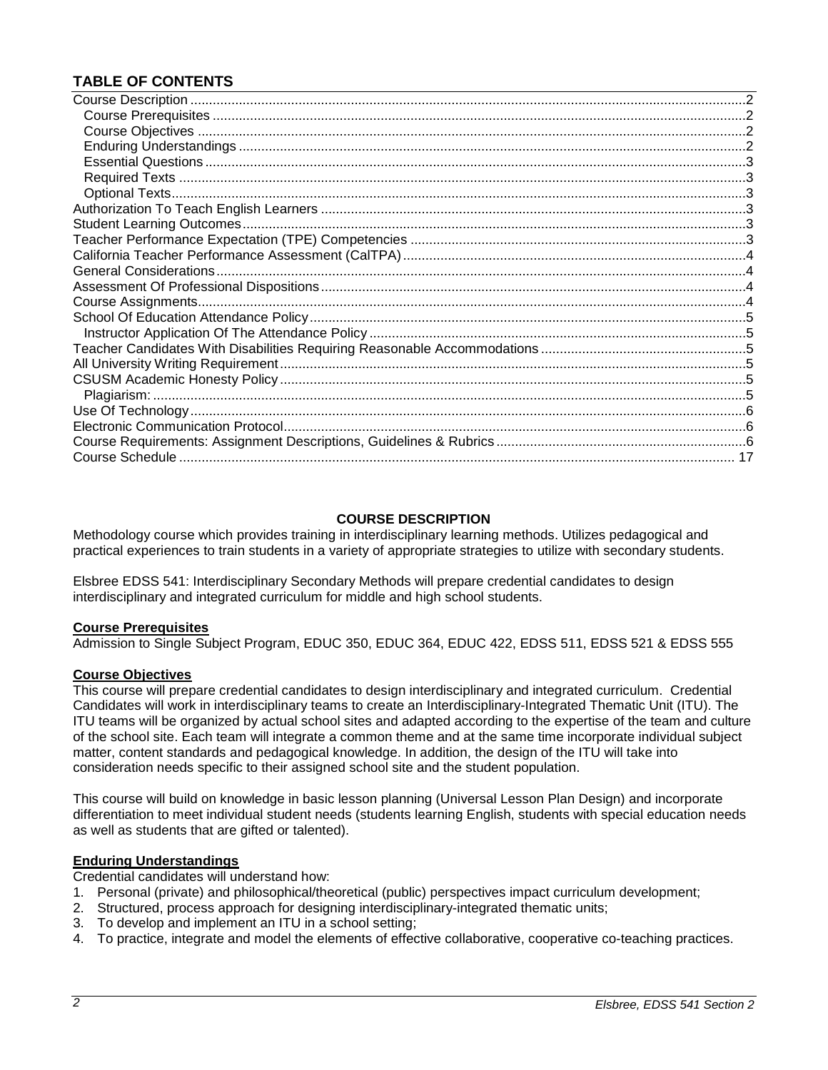## TABLE OF CONTENTS

| | |
|---|---|
| Course Description | 2 |
| Course Prerequisites | 2 |
| Course Objectives | 2 |
| Enduring Understandings | 2 |
| Essential Questions | 3 |
| Required Texts | 3 |
| Optional Texts | 3 |
| Authorization To Teach English Learners | 3 |
| Student Learning Outcomes | 3 |
| Teacher Performance Expectation (TPE) Competencies | 3 |
| California Teacher Performance Assessment (CalTPA) | 4 |
| General Considerations | 4 |
| Assessment Of Professional Dispositions | 4 |
| Course Assignments | 4 |
| School Of Education Attendance Policy | 5 |
| Instructor Application Of The Attendance Policy | 5 |
| Teacher Candidates With Disabilities Requiring Reasonable Accommodations | 5 |
| All University Writing Requirement | 5 |
| CSUSM Academic Honesty Policy | 5 |
| Plagiarism: | 5 |
| Use Of Technology | 6 |
| Electronic Communication Protocol | 6 |
| Course Requirements: Assignment Descriptions, Guidelines & Rubrics | 6 |
| Course Schedule | 17 |

## COURSE DESCRIPTION

Methodology course which provides training in interdisciplinary learning methods. Utilizes pedagogical and practical experiences to train students in a variety of appropriate strategies to utilize with secondary students.

Elsbree EDSS 541: Interdisciplinary Secondary Methods will prepare credential candidates to design interdisciplinary and integrated curriculum for middle and high school students.

### Course Prerequisites

Admission to Single Subject Program, EDUC 350, EDUC 364, EDUC 422, EDSS 511, EDSS 521 & EDSS 555

### Course Objectives

This course will prepare credential candidates to design interdisciplinary and integrated curriculum. Credential Candidates will work in interdisciplinary teams to create an Interdisciplinary-Integrated Thematic Unit (ITU). The ITU teams will be organized by actual school sites and adapted according to the expertise of the team and culture of the school site. Each team will integrate a common theme and at the same time incorporate individual subject matter, content standards and pedagogical knowledge. In addition, the design of the ITU will take into consideration needs specific to their assigned school site and the student population.

This course will build on knowledge in basic lesson planning (Universal Lesson Plan Design) and incorporate differentiation to meet individual student needs (students learning English, students with special education needs as well as students that are gifted or talented).

### Enduring Understandings

Credential candidates will understand how:

1. Personal (private) and philosophical/theoretical (public) perspectives impact curriculum development;
2. Structured, process approach for designing interdisciplinary-integrated thematic units;
3. To develop and implement an ITU in a school setting;
4. To practice, integrate and model the elements of effective collaborative, cooperative co-teaching practices.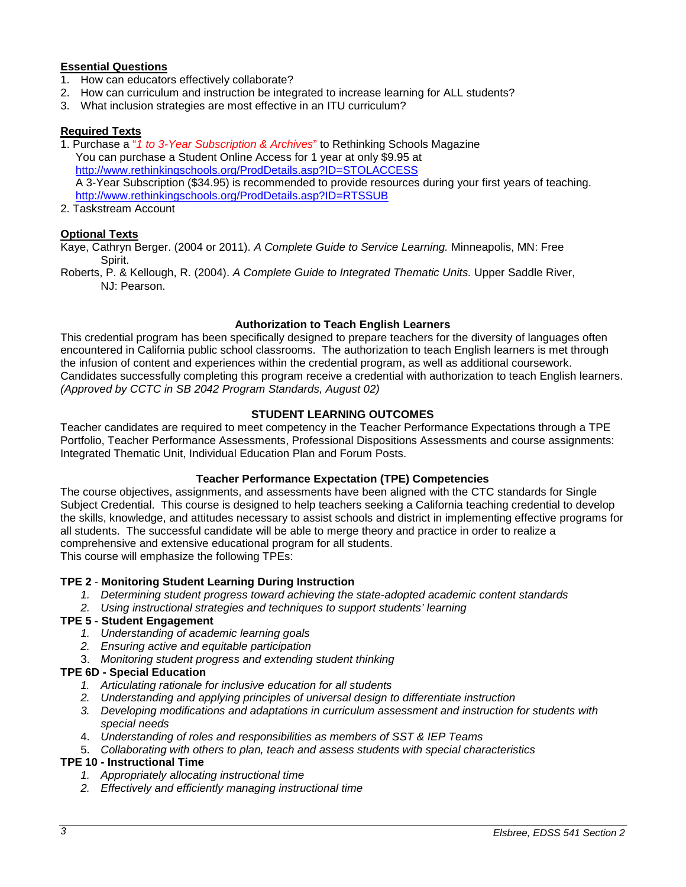## Essential Questions

1. How can educators effectively collaborate?
2. How can curriculum and instruction be integrated to increase learning for ALL students?
3. What inclusion strategies are most effective in an ITU curriculum?

## Required Texts

1. Purchase a "*1 to 3-Year Subscription & Archives*" to Rethinking Schools Magazine
   You can purchase a Student Online Access for 1 year at only $9.95 at
   http://www.rethinkingschools.org/ProdDetails.asp?ID=STOLACCESS
   A 3-Year Subscription ($34.95) is recommended to provide resources during your first years of teaching.
   http://www.rethinkingschools.org/ProdDetails.asp?ID=RTSSUB
2. Taskstream Account

## Optional Texts

Kaye, Cathryn Berger. (2004 or 2011). *A Complete Guide to Service Learning.* Minneapolis, MN: Free Spirit.

Roberts, P. & Kellough, R. (2004). *A Complete Guide to Integrated Thematic Units.* Upper Saddle River, NJ: Pearson.

### Authorization to Teach English Learners

This credential program has been specifically designed to prepare teachers for the diversity of languages often encountered in California public school classrooms. The authorization to teach English learners is met through the infusion of content and experiences within the credential program, as well as additional coursework. Candidates successfully completing this program receive a credential with authorization to teach English learners. *(Approved by CCTC in SB 2042 Program Standards, August 02)*

### STUDENT LEARNING OUTCOMES

Teacher candidates are required to meet competency in the Teacher Performance Expectations through a TPE Portfolio, Teacher Performance Assessments, Professional Dispositions Assessments and course assignments: Integrated Thematic Unit, Individual Education Plan and Forum Posts.

### Teacher Performance Expectation (TPE) Competencies

The course objectives, assignments, and assessments have been aligned with the CTC standards for Single Subject Credential. This course is designed to help teachers seeking a California teaching credential to develop the skills, knowledge, and attitudes necessary to assist schools and district in implementing effective programs for all students. The successful candidate will be able to merge theory and practice in order to realize a comprehensive and extensive educational program for all students.
This course will emphasize the following TPEs:

**TPE 2** - **Monitoring Student Learning During Instruction**

1. *Determining student progress toward achieving the state-adopted academic content standards*
2. *Using instructional strategies and techniques to support students' learning*

**TPE 5 - Student Engagement**

1. *Understanding of academic learning goals*
2. *Ensuring active and equitable participation*
3. *Monitoring student progress and extending student thinking*

**TPE 6D - Special Education**

1. *Articulating rationale for inclusive education for all students*
2. *Understanding and applying principles of universal design to differentiate instruction*
3. *Developing modifications and adaptations in curriculum assessment and instruction for students with special needs*
4. *Understanding of roles and responsibilities as members of SST & IEP Teams*
5. *Collaborating with others to plan, teach and assess students with special characteristics*

**TPE 10 - Instructional Time**

1. *Appropriately allocating instructional time*
2. *Effectively and efficiently managing instructional time*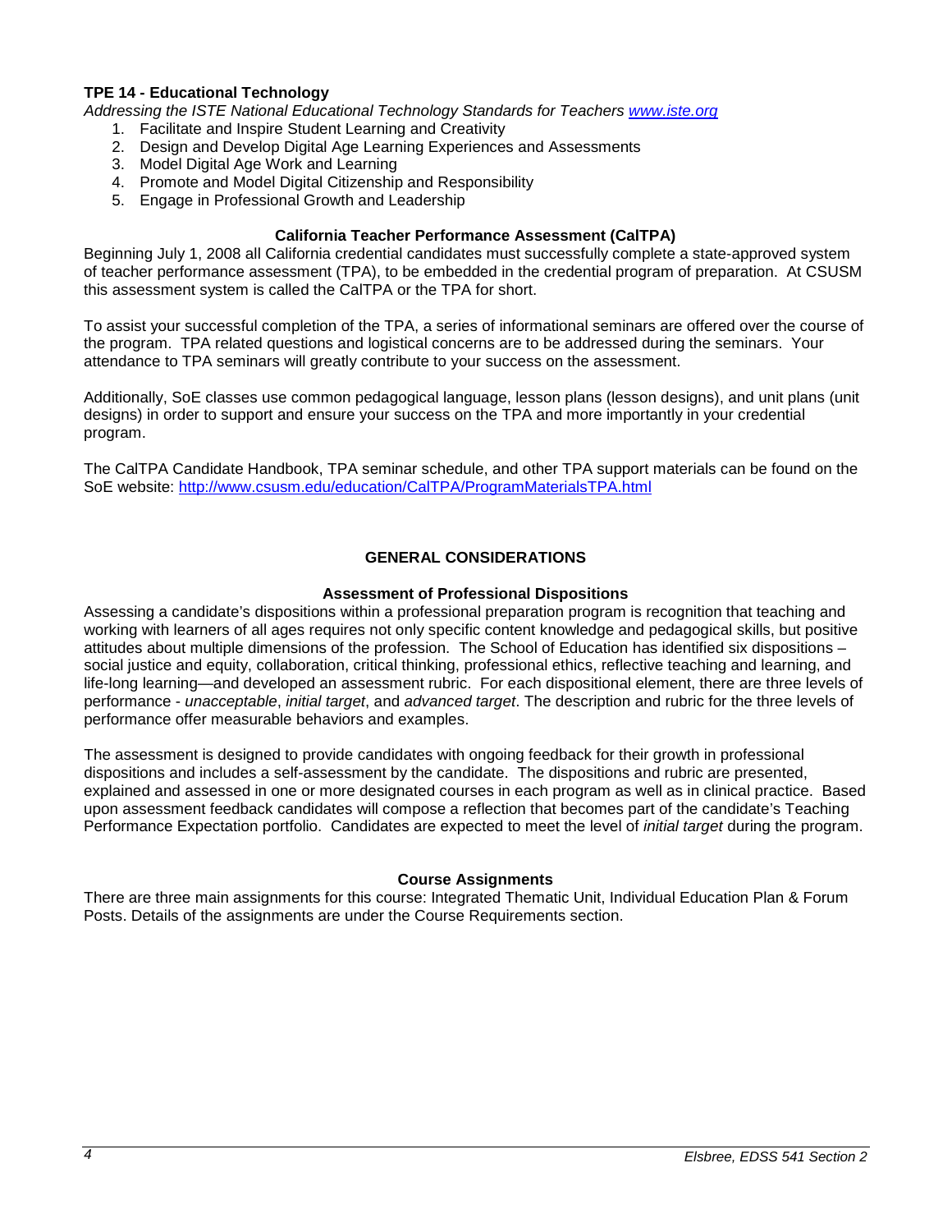**TPE 14 - Educational Technology**

*Addressing the ISTE National Educational Technology Standards for Teachers [www.iste.org](www.iste.org)*

1. Facilitate and Inspire Student Learning and Creativity
2. Design and Develop Digital Age Learning Experiences and Assessments
3. Model Digital Age Work and Learning
4. Promote and Model Digital Citizenship and Responsibility
5. Engage in Professional Growth and Leadership

### California Teacher Performance Assessment (CalTPA)

Beginning July 1, 2008 all California credential candidates must successfully complete a state-approved system of teacher performance assessment (TPA), to be embedded in the credential program of preparation. At CSUSM this assessment system is called the CalTPA or the TPA for short.

To assist your successful completion of the TPA, a series of informational seminars are offered over the course of the program. TPA related questions and logistical concerns are to be addressed during the seminars. Your attendance to TPA seminars will greatly contribute to your success on the assessment.

Additionally, SoE classes use common pedagogical language, lesson plans (lesson designs), and unit plans (unit designs) in order to support and ensure your success on the TPA and more importantly in your credential program.

The CalTPA Candidate Handbook, TPA seminar schedule, and other TPA support materials can be found on the SoE website: [http://www.csusm.edu/education/CalTPA/ProgramMaterialsTPA.html](http://www.csusm.edu/education/CalTPA/ProgramMaterialsTPA.html)

## GENERAL CONSIDERATIONS

### Assessment of Professional Dispositions

Assessing a candidate's dispositions within a professional preparation program is recognition that teaching and working with learners of all ages requires not only specific content knowledge and pedagogical skills, but positive attitudes about multiple dimensions of the profession. The School of Education has identified six dispositions – social justice and equity, collaboration, critical thinking, professional ethics, reflective teaching and learning, and life-long learning—and developed an assessment rubric. For each dispositional element, there are three levels of performance - *unacceptable*, *initial target*, and *advanced target*. The description and rubric for the three levels of performance offer measurable behaviors and examples.

The assessment is designed to provide candidates with ongoing feedback for their growth in professional dispositions and includes a self-assessment by the candidate. The dispositions and rubric are presented, explained and assessed in one or more designated courses in each program as well as in clinical practice. Based upon assessment feedback candidates will compose a reflection that becomes part of the candidate's Teaching Performance Expectation portfolio. Candidates are expected to meet the level of *initial target* during the program.

### Course Assignments

There are three main assignments for this course: Integrated Thematic Unit, Individual Education Plan & Forum Posts. Details of the assignments are under the Course Requirements section.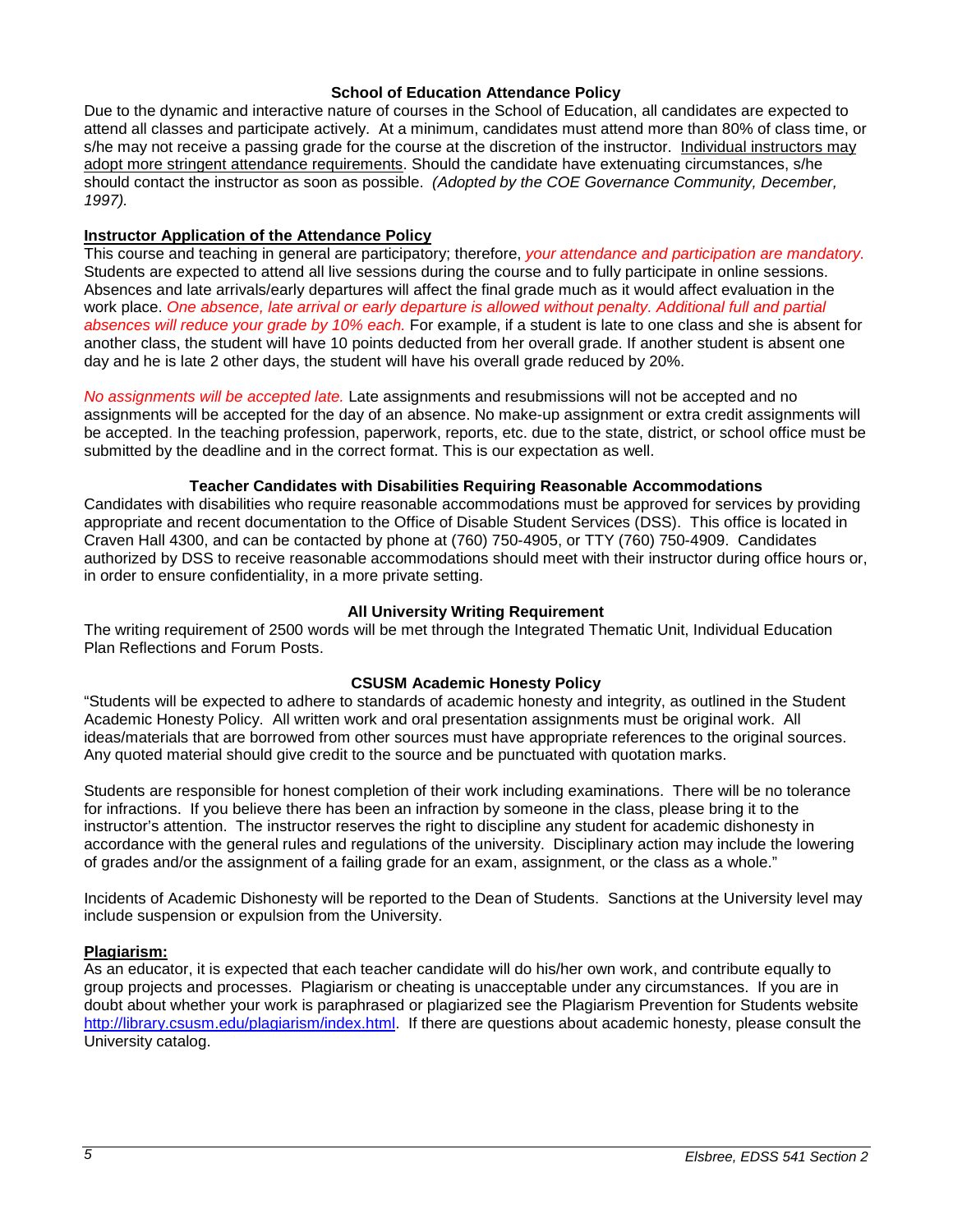### School of Education Attendance Policy

Due to the dynamic and interactive nature of courses in the School of Education, all candidates are expected to attend all classes and participate actively. At a minimum, candidates must attend more than 80% of class time, or s/he may not receive a passing grade for the course at the discretion of the instructor. Individual instructors may adopt more stringent attendance requirements. Should the candidate have extenuating circumstances, s/he should contact the instructor as soon as possible. *(Adopted by the COE Governance Community, December, 1997).*

**Instructor Application of the Attendance Policy**

This course and teaching in general are participatory; therefore, *your attendance and participation are mandatory.* Students are expected to attend all live sessions during the course and to fully participate in online sessions. Absences and late arrivals/early departures will affect the final grade much as it would affect evaluation in the work place. *One absence, late arrival or early departure is allowed without penalty. Additional full and partial absences will reduce your grade by 10% each.* For example, if a student is late to one class and she is absent for another class, the student will have 10 points deducted from her overall grade. If another student is absent one day and he is late 2 other days, the student will have his overall grade reduced by 20%.

*No assignments will be accepted late.* Late assignments and resubmissions will not be accepted and no assignments will be accepted for the day of an absence. No make-up assignment or extra credit assignments will be accepted. In the teaching profession, paperwork, reports, etc. due to the state, district, or school office must be submitted by the deadline and in the correct format. This is our expectation as well.

### Teacher Candidates with Disabilities Requiring Reasonable Accommodations

Candidates with disabilities who require reasonable accommodations must be approved for services by providing appropriate and recent documentation to the Office of Disable Student Services (DSS). This office is located in Craven Hall 4300, and can be contacted by phone at (760) 750-4905, or TTY (760) 750-4909. Candidates authorized by DSS to receive reasonable accommodations should meet with their instructor during office hours or, in order to ensure confidentiality, in a more private setting.

### All University Writing Requirement

The writing requirement of 2500 words will be met through the Integrated Thematic Unit, Individual Education Plan Reflections and Forum Posts.

### CSUSM Academic Honesty Policy

"Students will be expected to adhere to standards of academic honesty and integrity, as outlined in the Student Academic Honesty Policy. All written work and oral presentation assignments must be original work. All ideas/materials that are borrowed from other sources must have appropriate references to the original sources. Any quoted material should give credit to the source and be punctuated with quotation marks.

Students are responsible for honest completion of their work including examinations. There will be no tolerance for infractions. If you believe there has been an infraction by someone in the class, please bring it to the instructor's attention. The instructor reserves the right to discipline any student for academic dishonesty in accordance with the general rules and regulations of the university. Disciplinary action may include the lowering of grades and/or the assignment of a failing grade for an exam, assignment, or the class as a whole."

Incidents of Academic Dishonesty will be reported to the Dean of Students. Sanctions at the University level may include suspension or expulsion from the University.

**Plagiarism:**

As an educator, it is expected that each teacher candidate will do his/her own work, and contribute equally to group projects and processes. Plagiarism or cheating is unacceptable under any circumstances. If you are in doubt about whether your work is paraphrased or plagiarized see the Plagiarism Prevention for Students website http://library.csusm.edu/plagiarism/index.html. If there are questions about academic honesty, please consult the University catalog.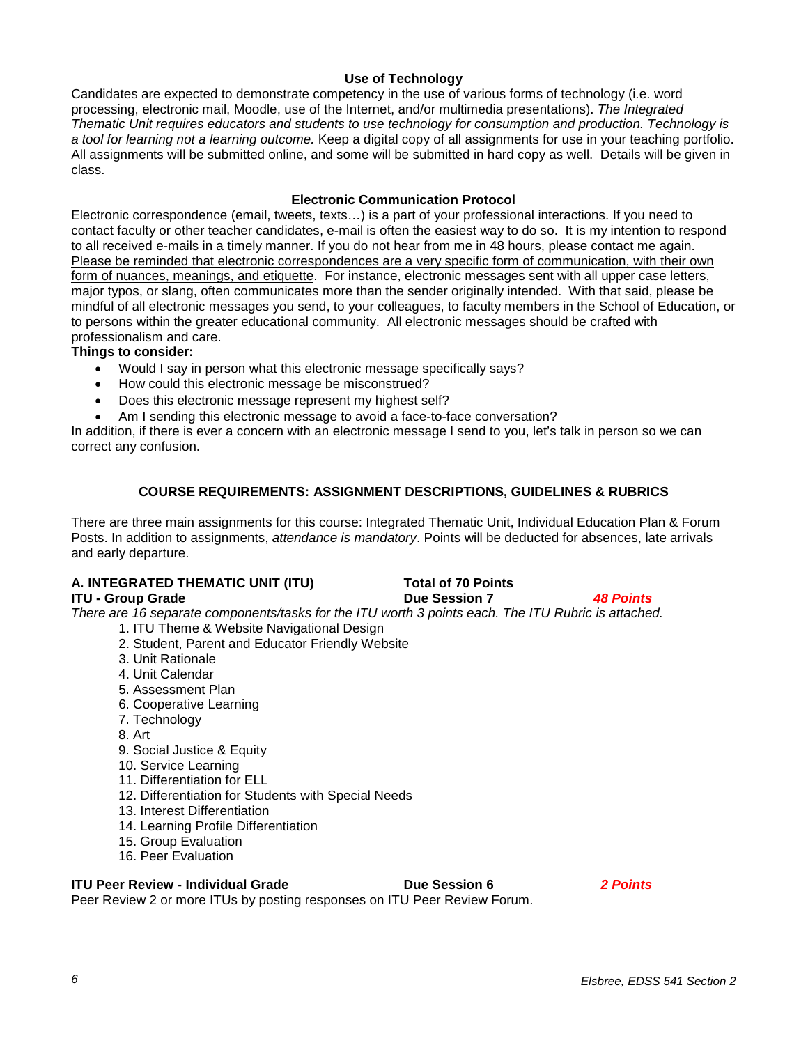### Use of Technology

Candidates are expected to demonstrate competency in the use of various forms of technology (i.e. word processing, electronic mail, Moodle, use of the Internet, and/or multimedia presentations). *The Integrated Thematic Unit requires educators and students to use technology for consumption and production. Technology is a tool for learning not a learning outcome.* Keep a digital copy of all assignments for use in your teaching portfolio. All assignments will be submitted online, and some will be submitted in hard copy as well. Details will be given in class.

### Electronic Communication Protocol

Electronic correspondence (email, tweets, texts…) is a part of your professional interactions. If you need to contact faculty or other teacher candidates, e-mail is often the easiest way to do so. It is my intention to respond to all received e-mails in a timely manner. If you do not hear from me in 48 hours, please contact me again. Please be reminded that electronic correspondences are a very specific form of communication, with their own form of nuances, meanings, and etiquette. For instance, electronic messages sent with all upper case letters, major typos, or slang, often communicates more than the sender originally intended. With that said, please be mindful of all electronic messages you send, to your colleagues, to faculty members in the School of Education, or to persons within the greater educational community. All electronic messages should be crafted with professionalism and care.

**Things to consider:**

- Would I say in person what this electronic message specifically says?
- How could this electronic message be misconstrued?
- Does this electronic message represent my highest self?
- Am I sending this electronic message to avoid a face-to-face conversation?

In addition, if there is ever a concern with an electronic message I send to you, let's talk in person so we can correct any confusion.

## COURSE REQUIREMENTS: ASSIGNMENT DESCRIPTIONS, GUIDELINES & RUBRICS

There are three main assignments for this course: Integrated Thematic Unit, Individual Education Plan & Forum Posts. In addition to assignments, *attendance is mandatory*. Points will be deducted for absences, late arrivals and early departure.

**A. INTEGRATED THEMATIC UNIT (ITU)** — **Total of 70 Points**

**ITU - Group Grade** — **Due Session 7** — ***48 Points***

*There are 16 separate components/tasks for the ITU worth 3 points each. The ITU Rubric is attached.*

1. ITU Theme & Website Navigational Design
2. Student, Parent and Educator Friendly Website
3. Unit Rationale
4. Unit Calendar
5. Assessment Plan
6. Cooperative Learning
7. Technology
8. Art
9. Social Justice & Equity
10. Service Learning
11. Differentiation for ELL
12. Differentiation for Students with Special Needs
13. Interest Differentiation
14. Learning Profile Differentiation
15. Group Evaluation
16. Peer Evaluation

**ITU Peer Review - Individual Grade** — **Due Session 6** — ***2 Points***

Peer Review 2 or more ITUs by posting responses on ITU Peer Review Forum.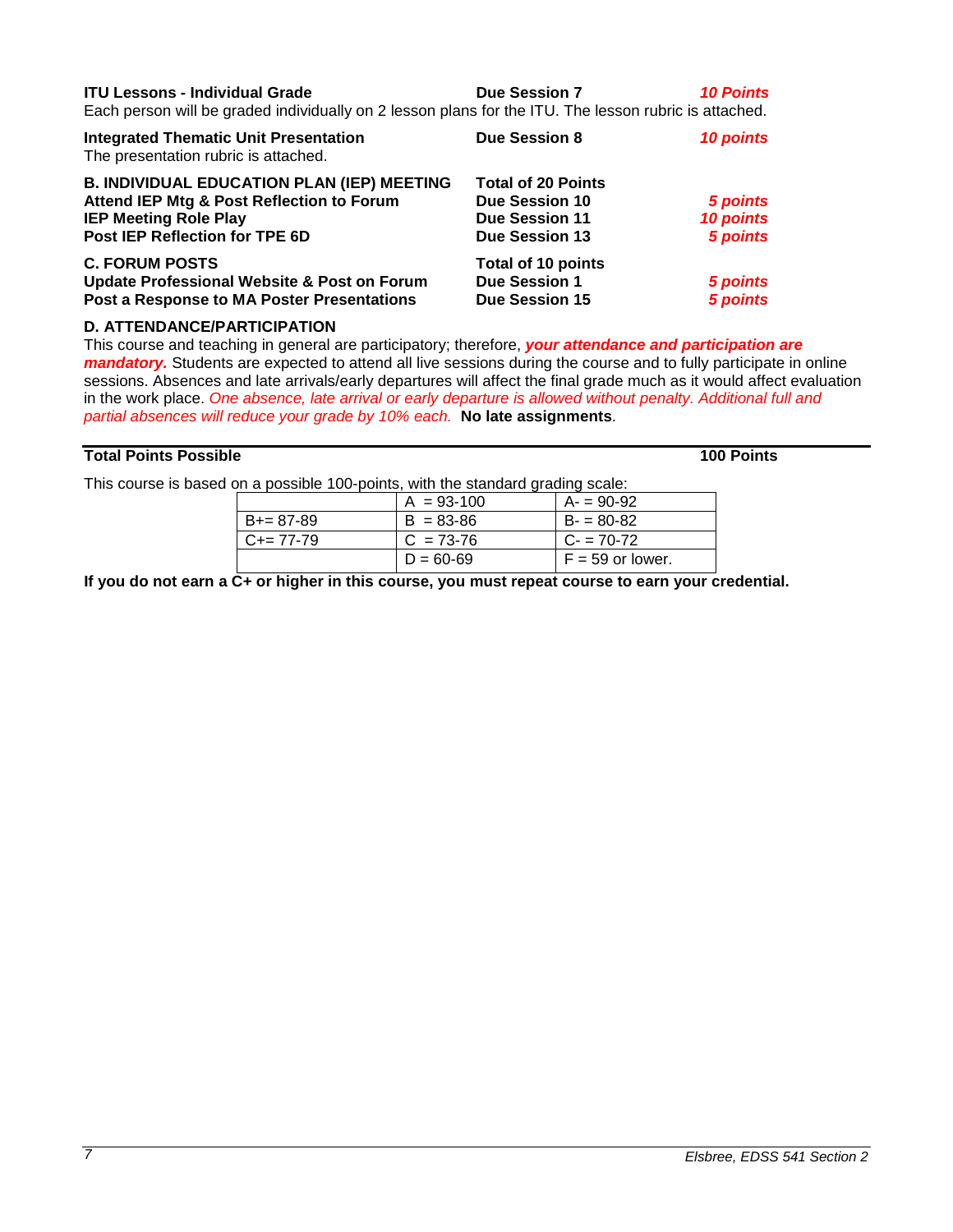**ITU Lessons - Individual Grade** **Due Session 7** ***10 Points***
Each person will be graded individually on 2 lesson plans for the ITU. The lesson rubric is attached.

**Integrated Thematic Unit Presentation** **Due Session 8** ***10 points***
The presentation rubric is attached.

**B. INDIVIDUAL EDUCATION PLAN (IEP) MEETING** **Total of 20 Points**
**Attend IEP Mtg & Post Reflection to Forum** **Due Session 10** ***5 points***
**IEP Meeting Role Play** **Due Session 11** ***10 points***
**Post IEP Reflection for TPE 6D** **Due Session 13** ***5 points***

**C. FORUM POSTS** **Total of 10 points**
**Update Professional Website & Post on Forum** **Due Session 1** ***5 points***
**Post a Response to MA Poster Presentations** **Due Session 15** ***5 points***

**D. ATTENDANCE/PARTICIPATION**
This course and teaching in general are participatory; therefore, ***your attendance and participation are mandatory.*** Students are expected to attend all live sessions during the course and to fully participate in online sessions. Absences and late arrivals/early departures will affect the final grade much as it would affect evaluation in the work place. *One absence, late arrival or early departure is allowed without penalty. Additional full and partial absences will reduce your grade by 10% each.* **No late assignments**.

**Total Points Possible** **100 Points**

This course is based on a possible 100-points, with the standard grading scale:

| | | |
|---|---|---|
| | A = 93-100 | A- = 90-92 |
| B+= 87-89 | B = 83-86 | B- = 80-82 |
| C+= 77-79 | C = 73-76 | C- = 70-72 |
| | D = 60-69 | F = 59 or lower. |

**If you do not earn a C+ or higher in this course, you must repeat course to earn your credential.**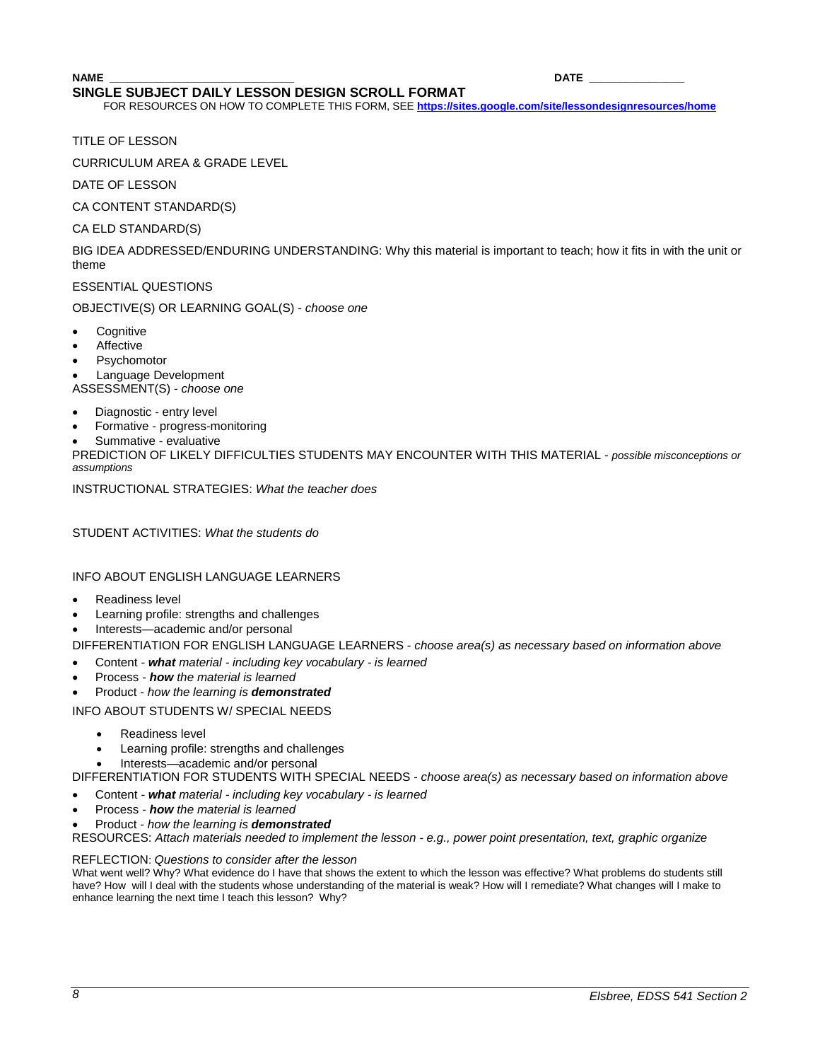**NAME ______________________________** **DATE ________________**

## SINGLE SUBJECT DAILY LESSON DESIGN SCROLL FORMAT

FOR RESOURCES ON HOW TO COMPLETE THIS FORM, SEE **https://sites.google.com/site/lessondesignresources/home**

TITLE OF LESSON

CURRICULUM AREA & GRADE LEVEL

DATE OF LESSON

CA CONTENT STANDARD(S)

CA ELD STANDARD(S)

BIG IDEA ADDRESSED/ENDURING UNDERSTANDING: Why this material is important to teach; how it fits in with the unit or theme

ESSENTIAL QUESTIONS

OBJECTIVE(S) OR LEARNING GOAL(S) - *choose one*

- Cognitive
- Affective
- Psychomotor
- Language Development

ASSESSMENT(S) - *choose one*

- Diagnostic - entry level
- Formative - progress-monitoring
- Summative - evaluative

PREDICTION OF LIKELY DIFFICULTIES STUDENTS MAY ENCOUNTER WITH THIS MATERIAL - *possible misconceptions or assumptions*

INSTRUCTIONAL STRATEGIES: *What the teacher does*

STUDENT ACTIVITIES: *What the students do*

INFO ABOUT ENGLISH LANGUAGE LEARNERS

- Readiness level
- Learning profile: strengths and challenges
- Interests—academic and/or personal

DIFFERENTIATION FOR ENGLISH LANGUAGE LEARNERS - *choose area(s) as necessary based on information above*

- Content - ***what*** *material - including key vocabulary - is learned*
- Process - ***how*** *the material is learned*
- Product - *how the learning is* ***demonstrated***

INFO ABOUT STUDENTS W/ SPECIAL NEEDS

- Readiness level
- Learning profile: strengths and challenges
- Interests—academic and/or personal

DIFFERENTIATION FOR STUDENTS WITH SPECIAL NEEDS - *choose area(s) as necessary based on information above*

- Content - ***what*** *material - including key vocabulary - is learned*
- Process - ***how*** *the material is learned*
- Product - *how the learning is* ***demonstrated***

RESOURCES: *Attach materials needed to implement the lesson - e.g., power point presentation, text, graphic organize*

REFLECTION: *Questions to consider after the lesson*

What went well? Why? What evidence do I have that shows the extent to which the lesson was effective? What problems do students still have? How will I deal with the students whose understanding of the material is weak? How will I remediate? What changes will I make to enhance learning the next time I teach this lesson? Why?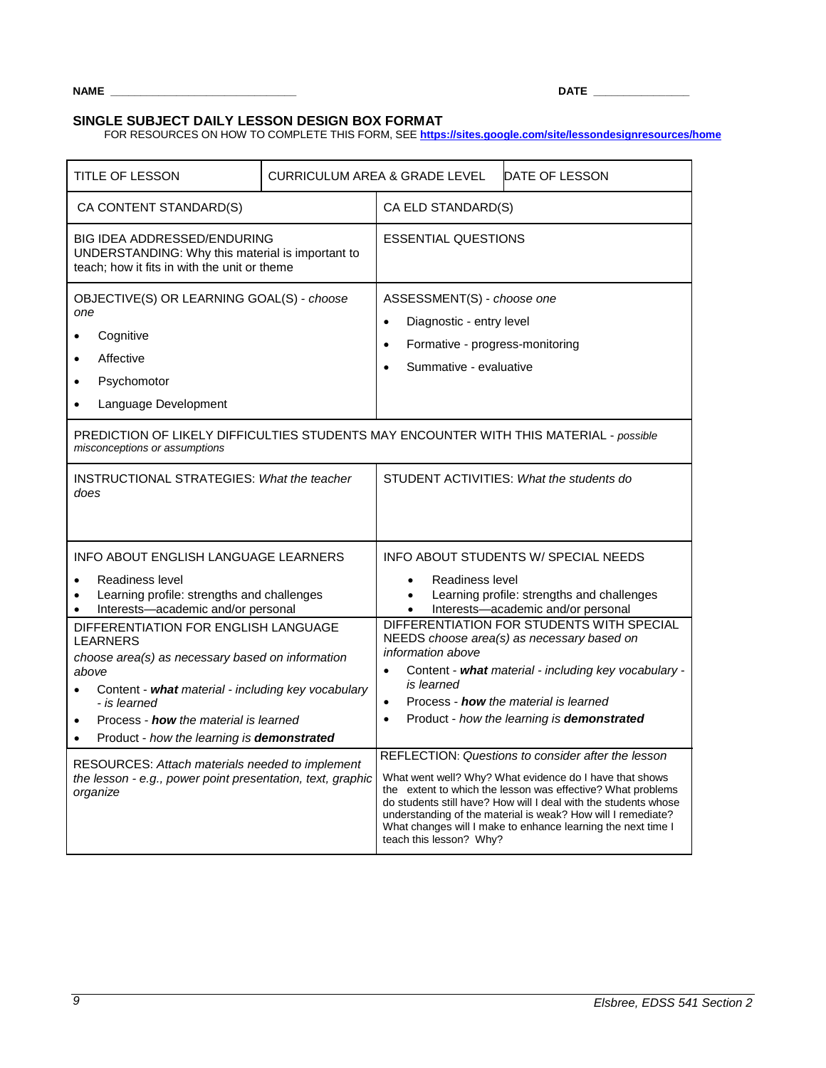**NAME** ______________________________ **DATE** ________________

## SINGLE SUBJECT DAILY LESSON DESIGN BOX FORMAT

FOR RESOURCES ON HOW TO COMPLETE THIS FORM, SEE **https://sites.google.com/site/lessondesignresources/home**

| TITLE OF LESSON | CURRICULUM AREA & GRADE LEVEL | DATE OF LESSON |
|---|---|---|
| CA CONTENT STANDARD(S) | CA ELD STANDARD(S) | |
| BIG IDEA ADDRESSED/ENDURING UNDERSTANDING: Why this material is important to teach; how it fits in with the unit or theme | ESSENTIAL QUESTIONS | |
| OBJECTIVE(S) OR LEARNING GOAL(S) - *choose one*<br>• Cognitive<br>• Affective<br>• Psychomotor<br>• Language Development | ASSESSMENT(S) - *choose one*<br>• Diagnostic - entry level<br>• Formative - progress-monitoring<br>• Summative - evaluative | |
| PREDICTION OF LIKELY DIFFICULTIES STUDENTS MAY ENCOUNTER WITH THIS MATERIAL - *possible misconceptions or assumptions* | | |
| INSTRUCTIONAL STRATEGIES: *What the teacher does* | STUDENT ACTIVITIES: *What the students do* | |
| INFO ABOUT ENGLISH LANGUAGE LEARNERS<br>• Readiness level<br>• Learning profile: strengths and challenges<br>• Interests—academic and/or personal | INFO ABOUT STUDENTS W/ SPECIAL NEEDS<br>• Readiness level<br>• Learning profile: strengths and challenges<br>• Interests—academic and/or personal | |
| DIFFERENTIATION FOR ENGLISH LANGUAGE LEARNERS<br>*choose area(s) as necessary based on information above*<br>• Content - ***what*** *material - including key vocabulary - is learned*<br>• Process - ***how*** *the material is learned*<br>• Product - *how the learning is* ***demonstrated*** | DIFFERENTIATION FOR STUDENTS WITH SPECIAL NEEDS *choose area(s) as necessary based on information above*<br>• Content - ***what*** *material - including key vocabulary - is learned*<br>• Process - ***how*** *the material is learned*<br>• Product - *how the learning is* ***demonstrated*** | |
| RESOURCES: *Attach materials needed to implement the lesson - e.g., power point presentation, text, graphic organize* | REFLECTION: *Questions to consider after the lesson*<br>What went well? Why? What evidence do I have that shows the extent to which the lesson was effective? What problems do students still have? How will I deal with the students whose understanding of the material is weak? How will I remediate? What changes will I make to enhance learning the next time I teach this lesson? Why? | |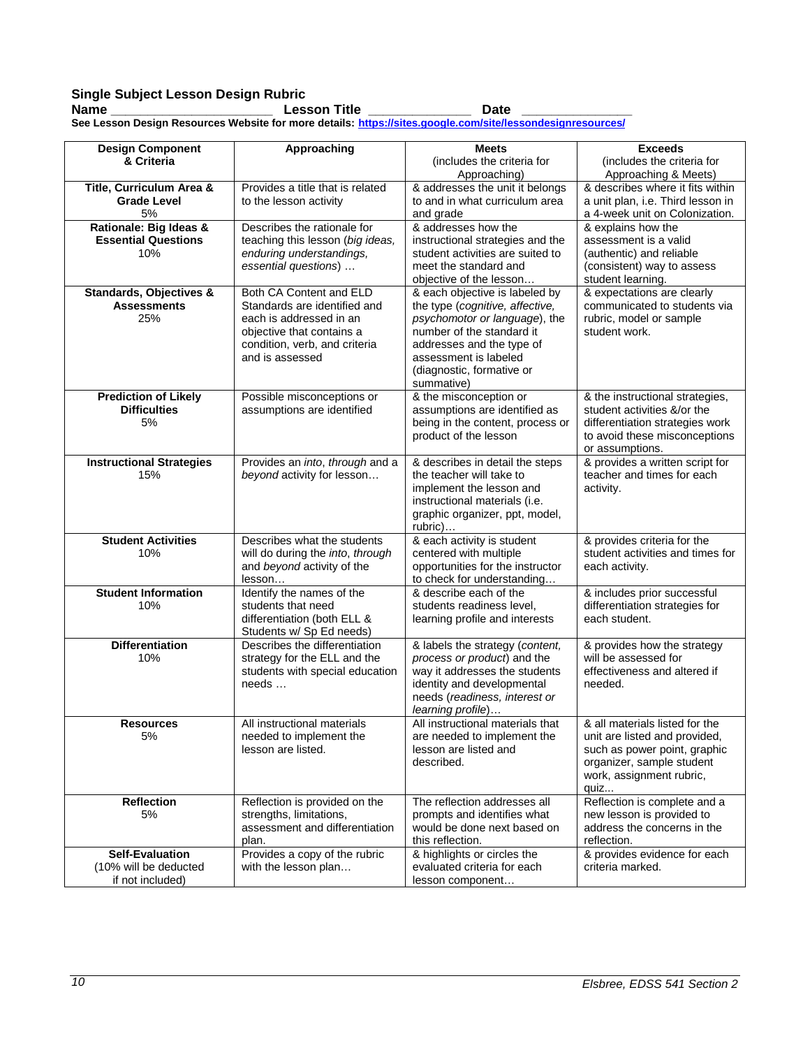## Single Subject Lesson Design Rubric

**Name \_\_\_\_\_\_\_\_\_\_\_\_\_\_\_\_\_\_\_\_\_\_ Lesson Title \_\_\_\_\_\_\_\_\_\_\_\_\_\_ Date \_\_\_\_\_\_\_\_\_\_\_\_\_\_\_**

**See Lesson Design Resources Website for more details: [https://sites.google.com/site/lessondesignresources/](https://sites.google.com/site/lessondesignresources/)**

| Design Component & Criteria | Approaching | Meets (includes the criteria for Approaching) | Exceeds (includes the criteria for Approaching & Meets) |
|---|---|---|---|
| **Title, Curriculum Area & Grade Level** 5% | Provides a title that is related to the lesson activity | & addresses the unit it belongs to and in what curriculum area and grade | & describes where it fits within a unit plan, i.e. Third lesson in a 4-week unit on Colonization. |
| **Rationale: Big Ideas & Essential Questions** 10% | Describes the rationale for teaching this lesson (*big ideas, enduring understandings, essential questions*) … | & addresses how the instructional strategies and the student activities are suited to meet the standard and objective of the lesson… | & explains how the assessment is a valid (authentic) and reliable (consistent) way to assess student learning. |
| **Standards, Objectives & Assessments** 25% | Both CA Content and ELD Standards are identified and each is addressed in an objective that contains a condition, verb, and criteria and is assessed | & each objective is labeled by the type (*cognitive, affective, psychomotor or language*), the number of the standard it addresses and the type of assessment is labeled (diagnostic, formative or summative) | & expectations are clearly communicated to students via rubric, model or sample student work. |
| **Prediction of Likely Difficulties** 5% | Possible misconceptions or assumptions are identified | & the misconception or assumptions are identified as being in the content, process or product of the lesson | & the instructional strategies, student activities &/or the differentiation strategies work to avoid these misconceptions or assumptions. |
| **Instructional Strategies** 15% | Provides an *into*, *through* and a *beyond* activity for lesson… | & describes in detail the steps the teacher will take to implement the lesson and instructional materials (i.e. graphic organizer, ppt, model, rubric)… | & provides a written script for teacher and times for each activity. |
| **Student Activities** 10% | Describes what the students will do during the *into*, *through* and *beyond* activity of the lesson… | & each activity is student centered with multiple opportunities for the instructor to check for understanding… | & provides criteria for the student activities and times for each activity. |
| **Student Information** 10% | Identify the names of the students that need differentiation (both ELL & Students w/ Sp Ed needs) | & describe each of the students readiness level, learning profile and interests | & includes prior successful differentiation strategies for each student. |
| **Differentiation** 10% | Describes the differentiation strategy for the ELL and the students with special education needs … | & labels the strategy (*content, process or product*) and the way it addresses the students identity and developmental needs (*readiness, interest or learning profile*)… | & provides how the strategy will be assessed for effectiveness and altered if needed. |
| **Resources** 5% | All instructional materials needed to implement the lesson are listed. | All instructional materials that are needed to implement the lesson are listed and described. | & all materials listed for the unit are listed and provided, such as power point, graphic organizer, sample student work, assignment rubric, quiz… |
| **Reflection** 5% | Reflection is provided on the strengths, limitations, assessment and differentiation plan. | The reflection addresses all prompts and identifies what would be done next based on this reflection. | Reflection is complete and a new lesson is provided to address the concerns in the reflection. |
| **Self-Evaluation** (10% will be deducted if not included) | Provides a copy of the rubric with the lesson plan… | & highlights or circles the evaluated criteria for each lesson component… | & provides evidence for each criteria marked. |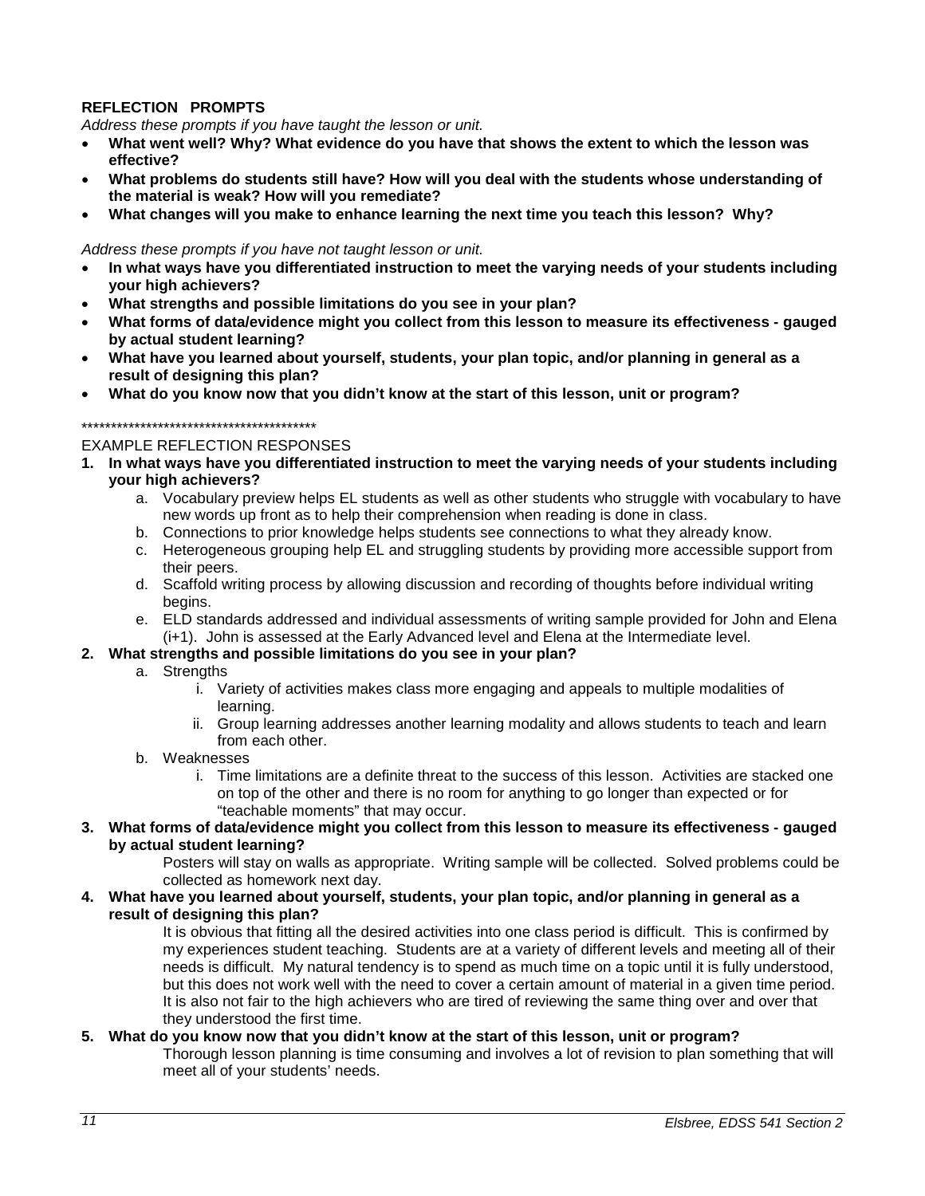**REFLECTION PROMPTS**

*Address these prompts if you have taught the lesson or unit.*

- **What went well? Why? What evidence do you have that shows the extent to which the lesson was effective?**
- **What problems do students still have? How will you deal with the students whose understanding of the material is weak? How will you remediate?**
- **What changes will you make to enhance learning the next time you teach this lesson? Why?**

*Address these prompts if you have not taught lesson or unit.*

- **In what ways have you differentiated instruction to meet the varying needs of your students including your high achievers?**
- **What strengths and possible limitations do you see in your plan?**
- **What forms of data/evidence might you collect from this lesson to measure its effectiveness - gauged by actual student learning?**
- **What have you learned about yourself, students, your plan topic, and/or planning in general as a result of designing this plan?**
- **What do you know now that you didn't know at the start of this lesson, unit or program?**

****************************************

EXAMPLE REFLECTION RESPONSES

1. **In what ways have you differentiated instruction to meet the varying needs of your students including your high achievers?**
   a. Vocabulary preview helps EL students as well as other students who struggle with vocabulary to have new words up front as to help their comprehension when reading is done in class.
   b. Connections to prior knowledge helps students see connections to what they already know.
   c. Heterogeneous grouping help EL and struggling students by providing more accessible support from their peers.
   d. Scaffold writing process by allowing discussion and recording of thoughts before individual writing begins.
   e. ELD standards addressed and individual assessments of writing sample provided for John and Elena (i+1). John is assessed at the Early Advanced level and Elena at the Intermediate level.
2. **What strengths and possible limitations do you see in your plan?**
   a. Strengths
      i. Variety of activities makes class more engaging and appeals to multiple modalities of learning.
      ii. Group learning addresses another learning modality and allows students to teach and learn from each other.
   b. Weaknesses
      i. Time limitations are a definite threat to the success of this lesson. Activities are stacked one on top of the other and there is no room for anything to go longer than expected or for "teachable moments" that may occur.
3. **What forms of data/evidence might you collect from this lesson to measure its effectiveness - gauged by actual student learning?**
   
   Posters will stay on walls as appropriate. Writing sample will be collected. Solved problems could be collected as homework next day.
4. **What have you learned about yourself, students, your plan topic, and/or planning in general as a result of designing this plan?**
   
   It is obvious that fitting all the desired activities into one class period is difficult. This is confirmed by my experiences student teaching. Students are at a variety of different levels and meeting all of their needs is difficult. My natural tendency is to spend as much time on a topic until it is fully understood, but this does not work well with the need to cover a certain amount of material in a given time period. It is also not fair to the high achievers who are tired of reviewing the same thing over and over that they understood the first time.
5. **What do you know now that you didn't know at the start of this lesson, unit or program?**
   
   Thorough lesson planning is time consuming and involves a lot of revision to plan something that will meet all of your students' needs.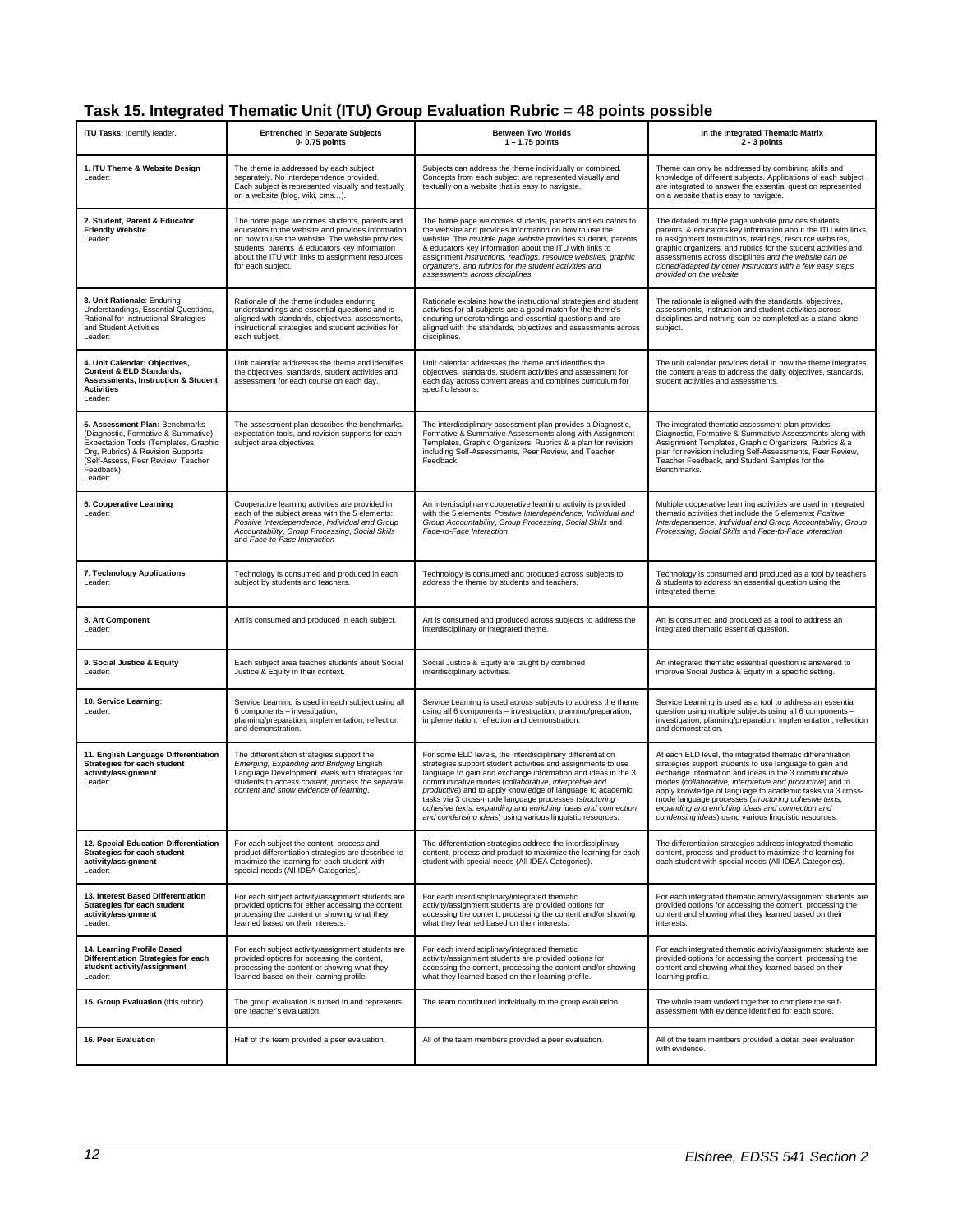## Task 15. Integrated Thematic Unit (ITU) Group Evaluation Rubric = 48 points possible

| **ITU Tasks:** Identify leader. | **Entrenched in Separate Subjects 0- 0.75 points** | **Between Two Worlds 1 – 1.75 points** | **In the Integrated Thematic Matrix 2 - 3 points** |
|---|---|---|---|
| **1. ITU Theme & Website Design** Leader: | The theme is addressed by each subject separately. No interdependence provided. Each subject is represented visually and textually on a website (blog, wiki, cms…). | Subjects can address the theme individually or combined. Concepts from each subject are represented visually and textually on a website that is easy to navigate. | Theme can only be addressed by combining skills and knowledge of different subjects. Applications of each subject are integrated to answer the essential question represented on a website that is easy to navigate. |
| **2. Student, Parent & Educator Friendly Website** Leader: | The home page welcomes students, parents and educators to the website and provides information on how to use the website. The website provides students, parents & educators key information about the ITU with links to assignment resources for each subject. | The home page welcomes students, parents and educators to the website and provides information on how to use the website. The *multiple page website* provides students, parents & educators key information about the ITU with links to assignment *instructions, readings, resource websites, graphic organizers, and rubrics for the student activities and assessments across disciplines.* | The detailed multiple page website provides students, parents & educators key information about the ITU with links to assignment instructions, readings, resource websites, graphic organizers, and rubrics for the student activities and assessments across disciplines *and the website can be cloned/adapted by other instructors with a few easy steps provided on the website.* |
| **3. Unit Rationale**: Enduring Understandings, Essential Questions, Rational for Instructional Strategies and Student Activities Leader: | Rationale of the theme includes enduring understandings and essential questions and is aligned with standards, objectives, assessments, instructional strategies and student activities for each subject. | Rationale explains how the instructional strategies and student activities for all subjects are a good match for the theme's enduring understandings and essential questions and are aligned with the standards, objectives and assessments across disciplines. | The rationale is aligned with the standards, objectives, assessments, instruction and student activities across disciplines and nothing can be completed as a stand-alone subject. |
| **4. Unit Calendar: Objectives, Content & ELD Standards, Assessments, Instruction & Student Activities** Leader: | Unit calendar addresses the theme and identifies the objectives, standards, student activities and assessment for each course on each day. | Unit calendar addresses the theme and identifies the objectives, standards, student activities and assessment for each day across content areas and combines curriculum for specific lessons. | The unit calendar provides detail in how the theme integrates the content areas to address the daily objectives, standards, student activities and assessments. |
| **5. Assessment Plan:** Benchmarks (Diagnostic, Formative & Summative), Expectation Tools (Templates, Graphic Org, Rubrics) & Revision Supports (Self-Assess, Peer Review, Teacher Feedback) Leader: | The assessment plan describes the benchmarks, expectation tools, and revision supports for each subject area objectives. | The interdisciplinary assessment plan provides a Diagnostic, Formative & Summative Assessments along with Assignment Templates, Graphic Organizers, Rubrics & a plan for revision including Self-Assessments, Peer Review, and Teacher Feedback. | The integrated thematic assessment plan provides Diagnostic, Formative & Summative Assessments along with Assignment Templates, Graphic Organizers, Rubrics & a plan for revision including Self-Assessments, Peer Review, Teacher Feedback, and Student Samples for the Benchmarks. |
| **6. Cooperative Learning** Leader: | Cooperative learning activities are provided in each of the subject areas with the 5 elements: *Positive Interdependence, Individual and Group Accountability, Group Processing, Social Skills* and *Face-to-Face Interaction* | An interdisciplinary cooperative learning activity is provided with the 5 elements: *Positive Interdependence, Individual and Group Accountability, Group Processing, Social Skills* and *Face-to-Face Interaction* | Multiple cooperative learning activities are used in integrated thematic activities that include the 5 elements: *Positive Interdependence, Individual and Group Accountability, Group Processing, Social Skills* and *Face-to-Face Interaction* |
| **7. Technology Applications** Leader: | Technology is consumed and produced in each subject by students and teachers. | Technology is consumed and produced across subjects to address the theme by students and teachers. | Technology is consumed and produced as a tool by teachers & students to address an essential question using the integrated theme. |
| **8. Art Component** Leader: | Art is consumed and produced in each subject. | Art is consumed and produced across subjects to address the interdisciplinary or integrated theme. | Art is consumed and produced as a tool to address an integrated thematic essential question. |
| **9. Social Justice & Equity** Leader: | Each subject area teaches students about Social Justice & Equity in their context. | Social Justice & Equity are taught by combined interdisciplinary activities. | An integrated thematic essential question is answered to improve Social Justice & Equity in a specific setting. |
| **10. Service Learning**: Leader: | Service Learning is used in each subject using all 6 components – investigation, planning/preparation, implementation, reflection and demonstration. | Service Learning is used across subjects to address the theme using all 6 components – investigation, planning/preparation, implementation, reflection and demonstration. | Service Learning is used as a tool to address an essential question using multiple subjects using all 6 components – investigation, planning/preparation, implementation, reflection and demonstration. |
| **11. English Language Differentiation Strategies for each student activity/assignment** Leader: | The differentiation strategies support the *Emerging, Expanding and Bridging* English Language Development levels with strategies for students to *access content, process the separate content and show evidence of learning.* | For some ELD levels, the interdisciplinary differentiation strategies support student activities and assignments to use language to gain and exchange information and ideas in the 3 communicative modes (*collaborative, interpretive and productive*) and to apply knowledge of language to academic tasks via 3 cross-mode language processes (*structuring cohesive texts, expanding and enriching ideas and connection and condensing ideas*) using various linguistic resources. | At each ELD level, the integrated thematic differentiation strategies support students to use language to gain and exchange information and ideas in the 3 communicative modes (*collaborative, interpretive and productive*) and to apply knowledge of language to academic tasks via 3 cross-mode language processes (*structuring cohesive texts, expanding and enriching ideas and connection and condensing ideas*) using various linguistic resources. |
| **12. Special Education Differentiation Strategies for each student activity/assignment** Leader: | For each subject the content, process and product differentiation strategies are described to maximize the learning for each student with special needs (All IDEA Categories). | The differentiation strategies address the interdisciplinary content, process and product to maximize the learning for each student with special needs (All IDEA Categories). | The differentiation strategies address integrated thematic content, process and product to maximize the learning for each student with special needs (All IDEA Categories). |
| **13. Interest Based Differentiation Strategies for each student activity/assignment** Leader: | For each subject activity/assignment students are provided options for either accessing the content, processing the content or showing what they learned based on their interests. | For each interdisciplinary/integrated thematic activity/assignment students are provided options for accessing the content, processing the content and/or showing what they learned based on their interests. | For each integrated thematic activity/assignment students are provided options for accessing the content, processing the content and showing what they learned based on their interests. |
| **14. Learning Profile Based Differentiation Strategies for each student activity/assignment** Leader: | For each subject activity/assignment students are provided options for accessing the content, processing the content or showing what they learned based on their learning profile. | For each interdisciplinary/integrated thematic activity/assignment students are provided options for accessing the content, processing the content and/or showing what they learned based on their learning profile. | For each integrated thematic activity/assignment students are provided options for accessing the content, processing the content and showing what they learned based on their learning profile. |
| **15. Group Evaluation** (this rubric) | The group evaluation is turned in and represents one teacher's evaluation. | The team contributed individually to the group evaluation. | The whole team worked together to complete the self-assessment with evidence identified for each score. |
| **16. Peer Evaluation** | Half of the team provided a peer evaluation. | All of the team members provided a peer evaluation. | All of the team members provided a detail peer evaluation with evidence. |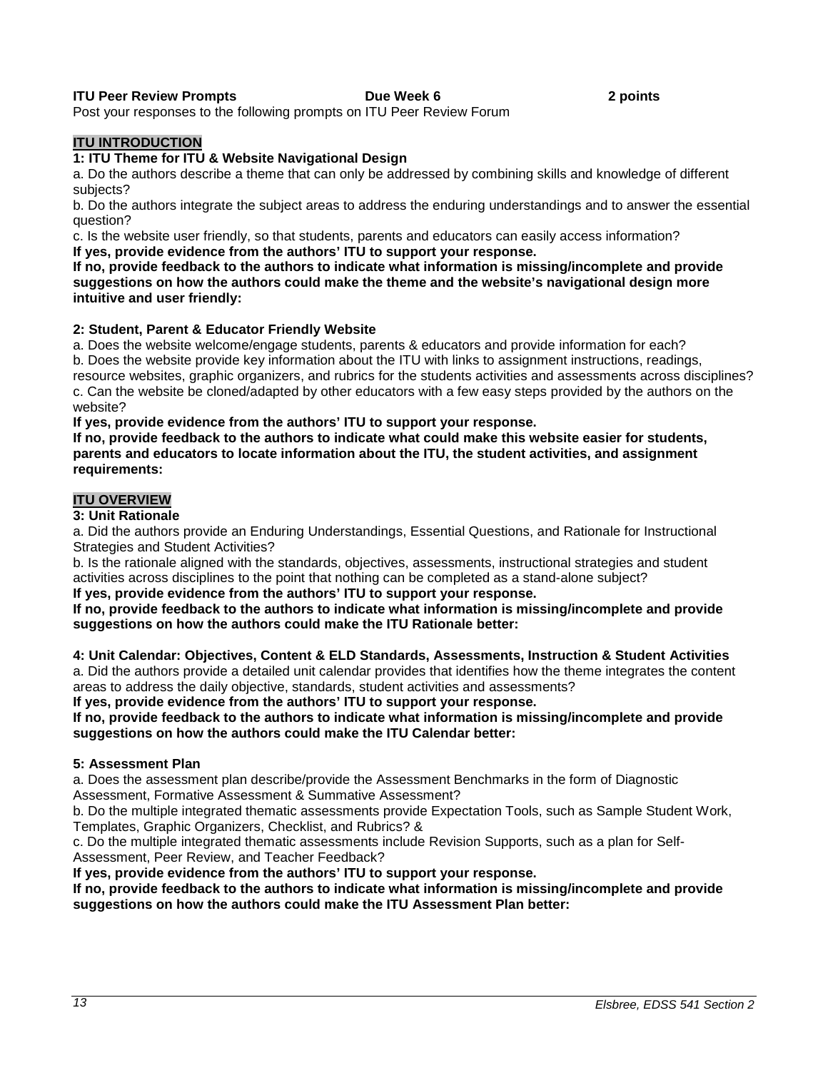**ITU Peer Review Prompts** **Due Week 6** **2 points**

Post your responses to the following prompts on ITU Peer Review Forum

## ITU INTRODUCTION

### 1: ITU Theme for ITU & Website Navigational Design

a. Do the authors describe a theme that can only be addressed by combining skills and knowledge of different subjects?

b. Do the authors integrate the subject areas to address the enduring understandings and to answer the essential question?

c. Is the website user friendly, so that students, parents and educators can easily access information?

**If yes, provide evidence from the authors' ITU to support your response.**

**If no, provide feedback to the authors to indicate what information is missing/incomplete and provide suggestions on how the authors could make the theme and the website's navigational design more intuitive and user friendly:**

### 2: Student, Parent & Educator Friendly Website

a. Does the website welcome/engage students, parents & educators and provide information for each?

b. Does the website provide key information about the ITU with links to assignment instructions, readings, resource websites, graphic organizers, and rubrics for the students activities and assessments across disciplines?

c. Can the website be cloned/adapted by other educators with a few easy steps provided by the authors on the website?

**If yes, provide evidence from the authors' ITU to support your response.**

**If no, provide feedback to the authors to indicate what could make this website easier for students, parents and educators to locate information about the ITU, the student activities, and assignment requirements:**

## ITU OVERVIEW

### 3: Unit Rationale

a. Did the authors provide an Enduring Understandings, Essential Questions, and Rationale for Instructional Strategies and Student Activities?

b. Is the rationale aligned with the standards, objectives, assessments, instructional strategies and student activities across disciplines to the point that nothing can be completed as a stand-alone subject?

**If yes, provide evidence from the authors' ITU to support your response.**

**If no, provide feedback to the authors to indicate what information is missing/incomplete and provide suggestions on how the authors could make the ITU Rationale better:**

### 4: Unit Calendar: Objectives, Content & ELD Standards, Assessments, Instruction & Student Activities

a. Did the authors provide a detailed unit calendar provides that identifies how the theme integrates the content areas to address the daily objective, standards, student activities and assessments?

**If yes, provide evidence from the authors' ITU to support your response.**

**If no, provide feedback to the authors to indicate what information is missing/incomplete and provide suggestions on how the authors could make the ITU Calendar better:**

### 5: Assessment Plan

a. Does the assessment plan describe/provide the Assessment Benchmarks in the form of Diagnostic Assessment, Formative Assessment & Summative Assessment?

b. Do the multiple integrated thematic assessments provide Expectation Tools, such as Sample Student Work, Templates, Graphic Organizers, Checklist, and Rubrics? &

c. Do the multiple integrated thematic assessments include Revision Supports, such as a plan for Self-Assessment, Peer Review, and Teacher Feedback?

**If yes, provide evidence from the authors' ITU to support your response.**

**If no, provide feedback to the authors to indicate what information is missing/incomplete and provide suggestions on how the authors could make the ITU Assessment Plan better:**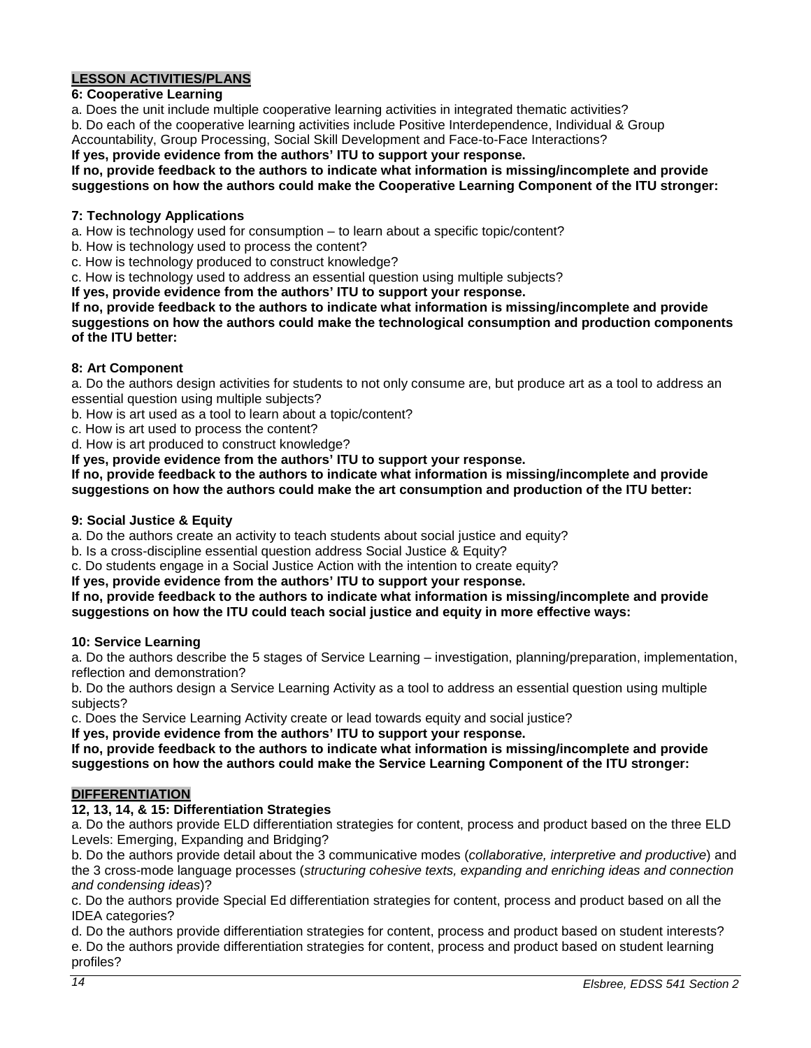## LESSON ACTIVITIES/PLANS

**6: Cooperative Learning**

a. Does the unit include multiple cooperative learning activities in integrated thematic activities?

b. Do each of the cooperative learning activities include Positive Interdependence, Individual & Group Accountability, Group Processing, Social Skill Development and Face-to-Face Interactions?

**If yes, provide evidence from the authors' ITU to support your response.**

**If no, provide feedback to the authors to indicate what information is missing/incomplete and provide suggestions on how the authors could make the Cooperative Learning Component of the ITU stronger:**

**7: Technology Applications**

a. How is technology used for consumption – to learn about a specific topic/content?

b. How is technology used to process the content?

c. How is technology produced to construct knowledge?

c. How is technology used to address an essential question using multiple subjects?

**If yes, provide evidence from the authors' ITU to support your response.**

**If no, provide feedback to the authors to indicate what information is missing/incomplete and provide suggestions on how the authors could make the technological consumption and production components of the ITU better:**

**8: Art Component**

a. Do the authors design activities for students to not only consume are, but produce art as a tool to address an essential question using multiple subjects?

b. How is art used as a tool to learn about a topic/content?

c. How is art used to process the content?

d. How is art produced to construct knowledge?

**If yes, provide evidence from the authors' ITU to support your response.**

**If no, provide feedback to the authors to indicate what information is missing/incomplete and provide suggestions on how the authors could make the art consumption and production of the ITU better:**

**9: Social Justice & Equity**

a. Do the authors create an activity to teach students about social justice and equity?

b. Is a cross-discipline essential question address Social Justice & Equity?

c. Do students engage in a Social Justice Action with the intention to create equity?

**If yes, provide evidence from the authors' ITU to support your response.**

**If no, provide feedback to the authors to indicate what information is missing/incomplete and provide suggestions on how the ITU could teach social justice and equity in more effective ways:**

**10: Service Learning**

a. Do the authors describe the 5 stages of Service Learning – investigation, planning/preparation, implementation, reflection and demonstration?

b. Do the authors design a Service Learning Activity as a tool to address an essential question using multiple subjects?

c. Does the Service Learning Activity create or lead towards equity and social justice?

**If yes, provide evidence from the authors' ITU to support your response.**

**If no, provide feedback to the authors to indicate what information is missing/incomplete and provide suggestions on how the authors could make the Service Learning Component of the ITU stronger:**

## DIFFERENTIATION

**12, 13, 14, & 15: Differentiation Strategies**

a. Do the authors provide ELD differentiation strategies for content, process and product based on the three ELD Levels: Emerging, Expanding and Bridging?

b. Do the authors provide detail about the 3 communicative modes (*collaborative, interpretive and productive*) and the 3 cross-mode language processes (*structuring cohesive texts, expanding and enriching ideas and connection and condensing ideas*)?

c. Do the authors provide Special Ed differentiation strategies for content, process and product based on all the IDEA categories?

d. Do the authors provide differentiation strategies for content, process and product based on student interests?

e. Do the authors provide differentiation strategies for content, process and product based on student learning profiles?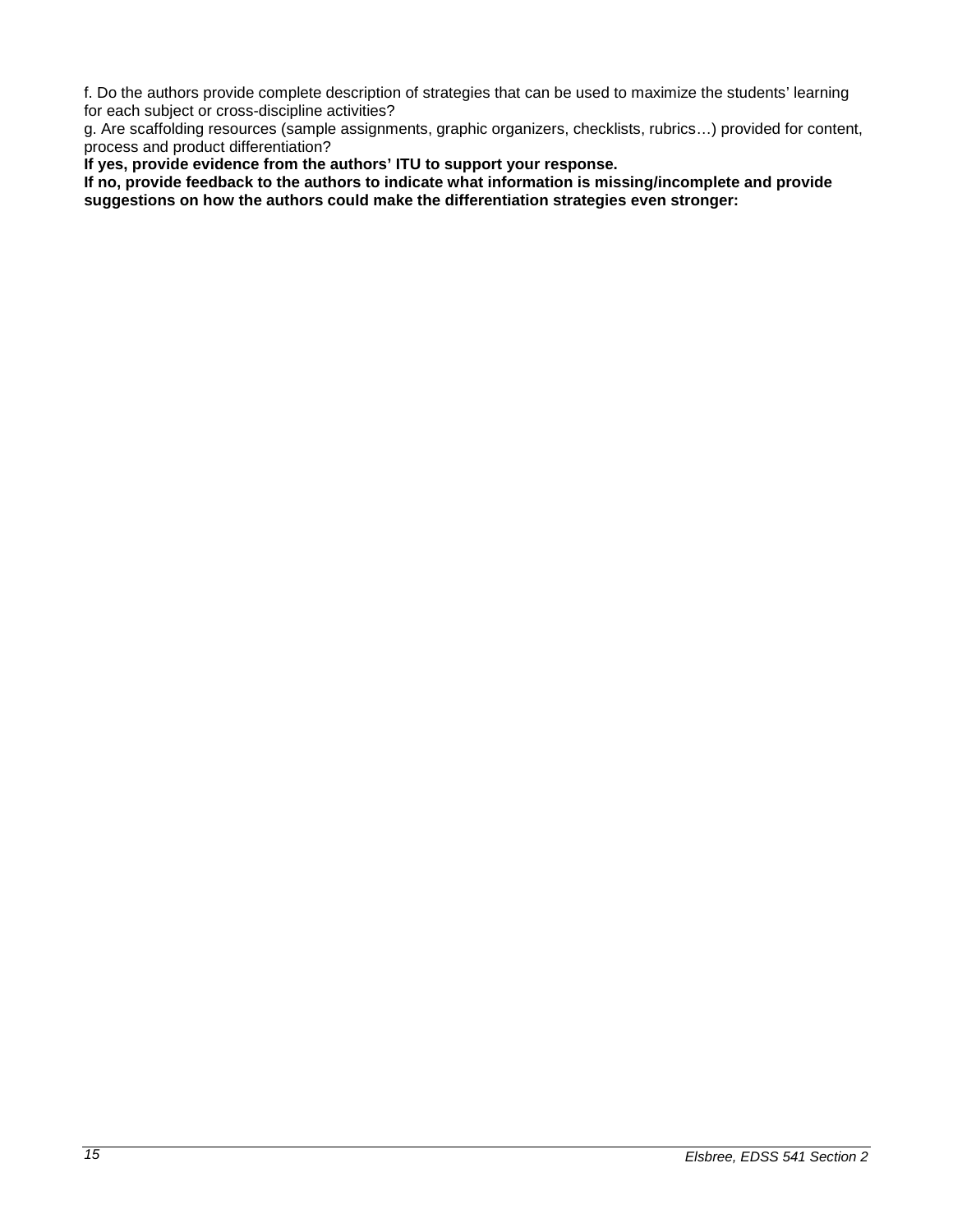f. Do the authors provide complete description of strategies that can be used to maximize the students' learning for each subject or cross-discipline activities?
g. Are scaffolding resources (sample assignments, graphic organizers, checklists, rubrics…) provided for content, process and product differentiation?
**If yes, provide evidence from the authors' ITU to support your response.**
**If no, provide feedback to the authors to indicate what information is missing/incomplete and provide suggestions on how the authors could make the differentiation strategies even stronger:**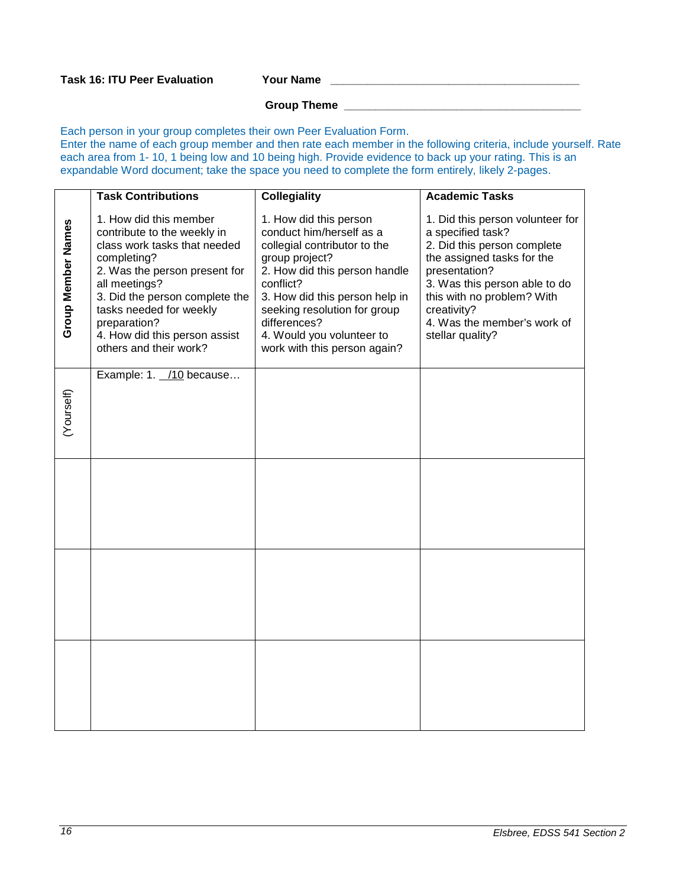**Task 16: ITU Peer Evaluation** **Your Name** ________________________________________

**Group Theme** ________________________________________

Each person in your group completes their own Peer Evaluation Form.
Enter the name of each group member and then rate each member in the following criteria, include yourself. Rate each area from 1- 10, 1 being low and 10 being high. Provide evidence to back up your rating. This is an expandable Word document; take the space you need to complete the form entirely, likely 2-pages.

| **Group Member Names** | **Task Contributions**<br><br>1. How did this member contribute to the weekly in class work tasks that needed completing?<br>2. Was the person present for all meetings?<br>3. Did the person complete the tasks needed for weekly preparation?<br>4. How did this person assist others and their work? | **Collegiality**<br><br>1. How did this person conduct him/herself as a collegial contributor to the group project?<br>2. How did this person handle conflict?<br>3. How did this person help in seeking resolution for group differences?<br>4. Would you volunteer to work with this person again? | **Academic Tasks**<br><br>1. Did this person volunteer for a specified task?<br>2. Did this person complete the assigned tasks for the presentation?<br>3. Was this person able to do this with no problem? With creativity?<br>4. Was the member's work of stellar quality? |
|---|---|---|---|
| (Yourself) | Example: 1. __/10 because… | | |
| | | | |
| | | | |
| | | | |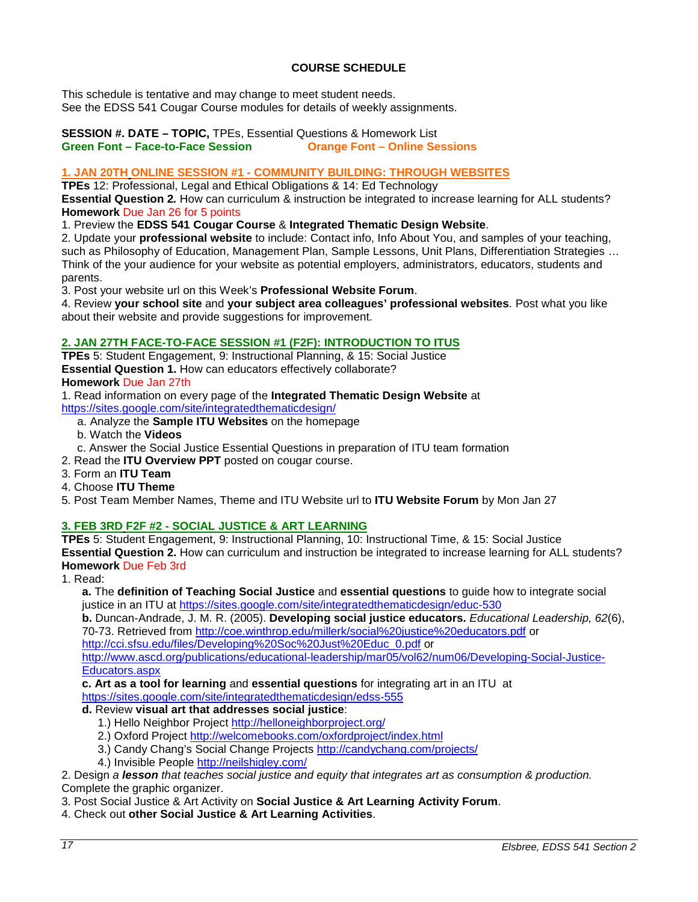**COURSE SCHEDULE**

This schedule is tentative and may change to meet student needs.
See the EDSS 541 Cougar Course modules for details of weekly assignments.

**SESSION #. DATE – TOPIC,** TPEs, Essential Questions & Homework List
**Green Font – Face-to-Face Session** **Orange Font – Online Sessions**

### 1. JAN 20TH ONLINE SESSION #1 - COMMUNITY BUILDING: THROUGH WEBSITES

**TPEs** 12: Professional, Legal and Ethical Obligations & 14: Ed Technology
**Essential Question 2.** How can curriculum & instruction be integrated to increase learning for ALL students?
**Homework** Due Jan 26 for 5 points

1. Preview the **EDSS 541 Cougar Course** & **Integrated Thematic Design Website**.
2. Update your **professional website** to include: Contact info, Info About You, and samples of your teaching, such as Philosophy of Education, Management Plan, Sample Lessons, Unit Plans, Differentiation Strategies … Think of the your audience for your website as potential employers, administrators, educators, students and parents.
3. Post your website url on this Week's **Professional Website Forum**.
4. Review **your school site** and **your subject area colleagues' professional websites**. Post what you like about their website and provide suggestions for improvement.

### 2. JAN 27TH FACE-TO-FACE SESSION #1 (F2F): INTRODUCTION TO ITUS

**TPEs** 5: Student Engagement, 9: Instructional Planning, & 15: Social Justice
**Essential Question 1.** How can educators effectively collaborate?
**Homework** Due Jan 27th

1. Read information on every page of the **Integrated Thematic Design Website** at https://sites.google.com/site/integratedthematicdesign/
   a. Analyze the **Sample ITU Websites** on the homepage
   b. Watch the **Videos**
   c. Answer the Social Justice Essential Questions in preparation of ITU team formation
2. Read the **ITU Overview PPT** posted on cougar course.
3. Form an **ITU Team**
4. Choose **ITU Theme**
5. Post Team Member Names, Theme and ITU Website url to **ITU Website Forum** by Mon Jan 27

### 3. FEB 3RD F2F #2 - SOCIAL JUSTICE & ART LEARNING

**TPEs** 5: Student Engagement, 9: Instructional Planning, 10: Instructional Time, & 15: Social Justice
**Essential Question 2.** How can curriculum and instruction be integrated to increase learning for ALL students?
**Homework** Due Feb 3rd

1. Read:
   **a.** The **definition of Teaching Social Justice** and **essential questions** to guide how to integrate social justice in an ITU at https://sites.google.com/site/integratedthematicdesign/educ-530
   **b.** Duncan-Andrade, J. M. R. (2005). **Developing social justice educators.** *Educational Leadership, 62*(6), 70-73. Retrieved from http://coe.winthrop.edu/millerk/social%20justice%20educators.pdf or http://cci.sfsu.edu/files/Developing%20Soc%20Just%20Educ_0.pdf or http://www.ascd.org/publications/educational-leadership/mar05/vol62/num06/Developing-Social-Justice-Educators.aspx
   **c. Art as a tool for learning** and **essential questions** for integrating art in an ITU at https://sites.google.com/site/integratedthematicdesign/edss-555
   **d.** Review **visual art that addresses social justice**:
      1.) Hello Neighbor Project http://helloneighborproject.org/
      2.) Oxford Project http://welcomebooks.com/oxfordproject/index.html
      3.) Candy Chang's Social Change Projects http://candychang.com/projects/
      4.) Invisible People http://neilshigley.com/
2. Design *a **lesson** that teaches social justice and equity that integrates art as consumption & production.* Complete the graphic organizer.
3. Post Social Justice & Art Activity on **Social Justice & Art Learning Activity Forum**.
4. Check out **other Social Justice & Art Learning Activities**.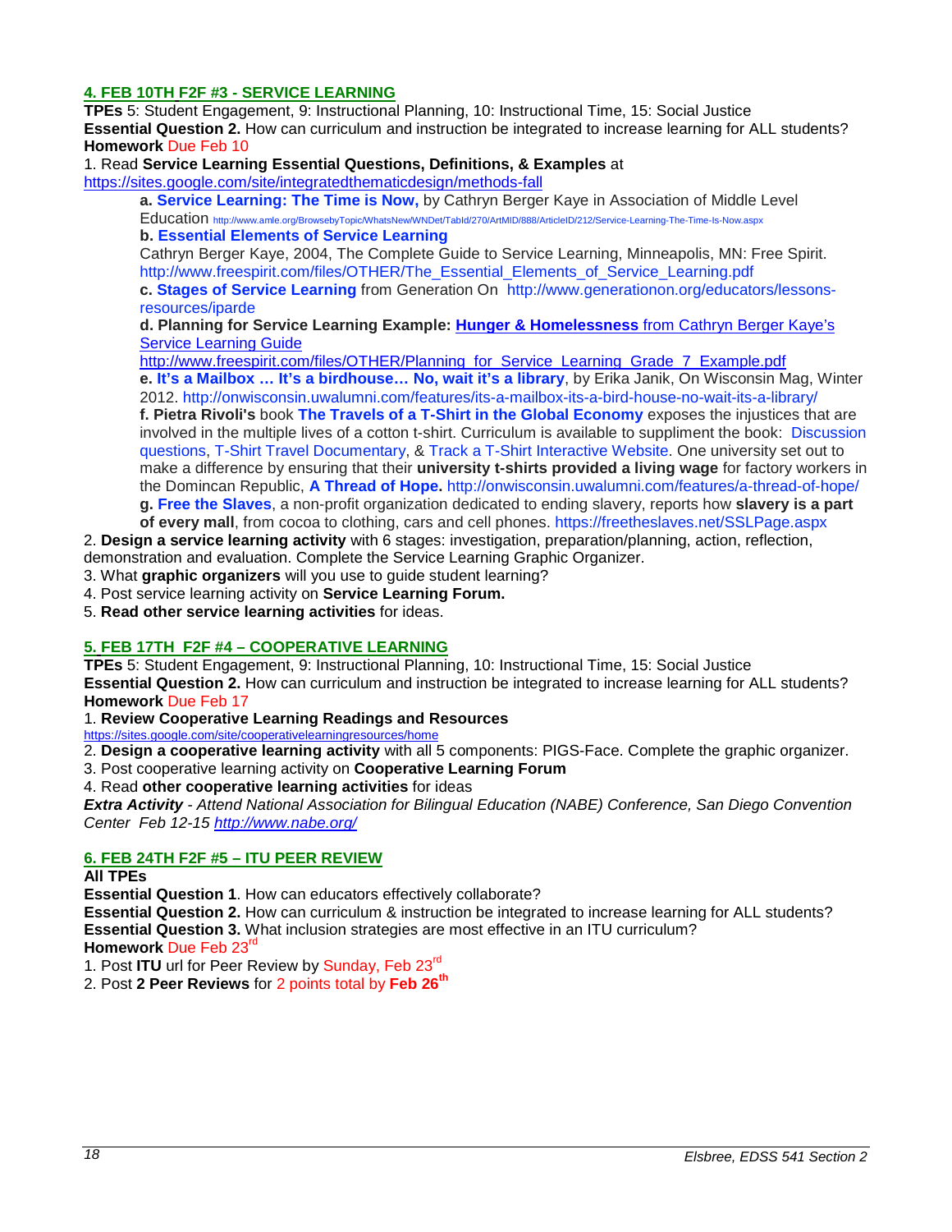## 4. FEB 10TH F2F #3 - SERVICE LEARNING

**TPEs** 5: Student Engagement, 9: Instructional Planning, 10: Instructional Time, 15: Social Justice
**Essential Question 2.** How can curriculum and instruction be integrated to increase learning for ALL students?
**Homework** Due Feb 10

1. Read **Service Learning Essential Questions, Definitions, & Examples** at https://sites.google.com/site/integratedthematicdesign/methods-fall
   - **a. Service Learning: The Time is Now,** by Cathryn Berger Kaye in Association of Middle Level Education http://www.amle.org/BrowsebyTopic/WhatsNew/WNDet/TabId/270/ArtMID/888/ArticleID/212/Service-Learning-The-Time-Is-Now.aspx
   - **b. Essential Elements of Service Learning** Cathryn Berger Kaye, 2004, The Complete Guide to Service Learning, Minneapolis, MN: Free Spirit. http://www.freespirit.com/files/OTHER/The_Essential_Elements_of_Service_Learning.pdf
   - **c. Stages of Service Learning** from Generation On http://www.generationon.org/educators/lessons-resources/iparde
   - **d. Planning for Service Learning Example: Hunger & Homelessness** from Cathryn Berger Kaye's Service Learning Guide http://www.freespirit.com/files/OTHER/Planning_for_Service_Learning_Grade_7_Example.pdf
   - **e. It's a Mailbox … It's a birdhouse… No, wait it's a library**, by Erika Janik, On Wisconsin Mag, Winter 2012. http://onwisconsin.uwalumni.com/features/its-a-mailbox-its-a-bird-house-no-wait-its-a-library/
   - **f. Pietra Rivoli's** book **The Travels of a T-Shirt in the Global Economy** exposes the injustices that are involved in the multiple lives of a cotton t-shirt. Curriculum is available to suppliment the book: Discussion questions, T-Shirt Travel Documentary, & Track a T-Shirt Interactive Website. One university set out to make a difference by ensuring that their **university t-shirts provided a living wage** for factory workers in the Domincan Republic, **A Thread of Hope.** http://onwisconsin.uwalumni.com/features/a-thread-of-hope/
   - **g. Free the Slaves**, a non-profit organization dedicated to ending slavery, reports how **slavery is a part of every mall**, from cocoa to clothing, cars and cell phones. https://freetheslaves.net/SSLPage.aspx
2. **Design a service learning activity** with 6 stages: investigation, preparation/planning, action, reflection, demonstration and evaluation. Complete the Service Learning Graphic Organizer.
3. What **graphic organizers** will you use to guide student learning?
4. Post service learning activity on **Service Learning Forum.**
5. **Read other service learning activities** for ideas.

## 5. FEB 17TH F2F #4 – COOPERATIVE LEARNING

**TPEs** 5: Student Engagement, 9: Instructional Planning, 10: Instructional Time, 15: Social Justice
**Essential Question 2.** How can curriculum and instruction be integrated to increase learning for ALL students?
**Homework** Due Feb 17

1. **Review Cooperative Learning Readings and Resources** https://sites.google.com/site/cooperativelearningresources/home
2. **Design a cooperative learning activity** with all 5 components: PIGS-Face. Complete the graphic organizer.
3. Post cooperative learning activity on **Cooperative Learning Forum**
4. Read **other cooperative learning activities** for ideas

***Extra Activity*** *- Attend National Association for Bilingual Education (NABE) Conference, San Diego Convention Center Feb 12-15 http://www.nabe.org/*

## 6. FEB 24TH F2F #5 – ITU PEER REVIEW

**All TPEs**
**Essential Question 1**. How can educators effectively collaborate?
**Essential Question 2.** How can curriculum & instruction be integrated to increase learning for ALL students?
**Essential Question 3.** What inclusion strategies are most effective in an ITU curriculum?
**Homework** Due Feb 23rd

1. Post **ITU** url for Peer Review by Sunday, Feb 23rd
2. Post **2 Peer Reviews** for 2 points total by **Feb 26th**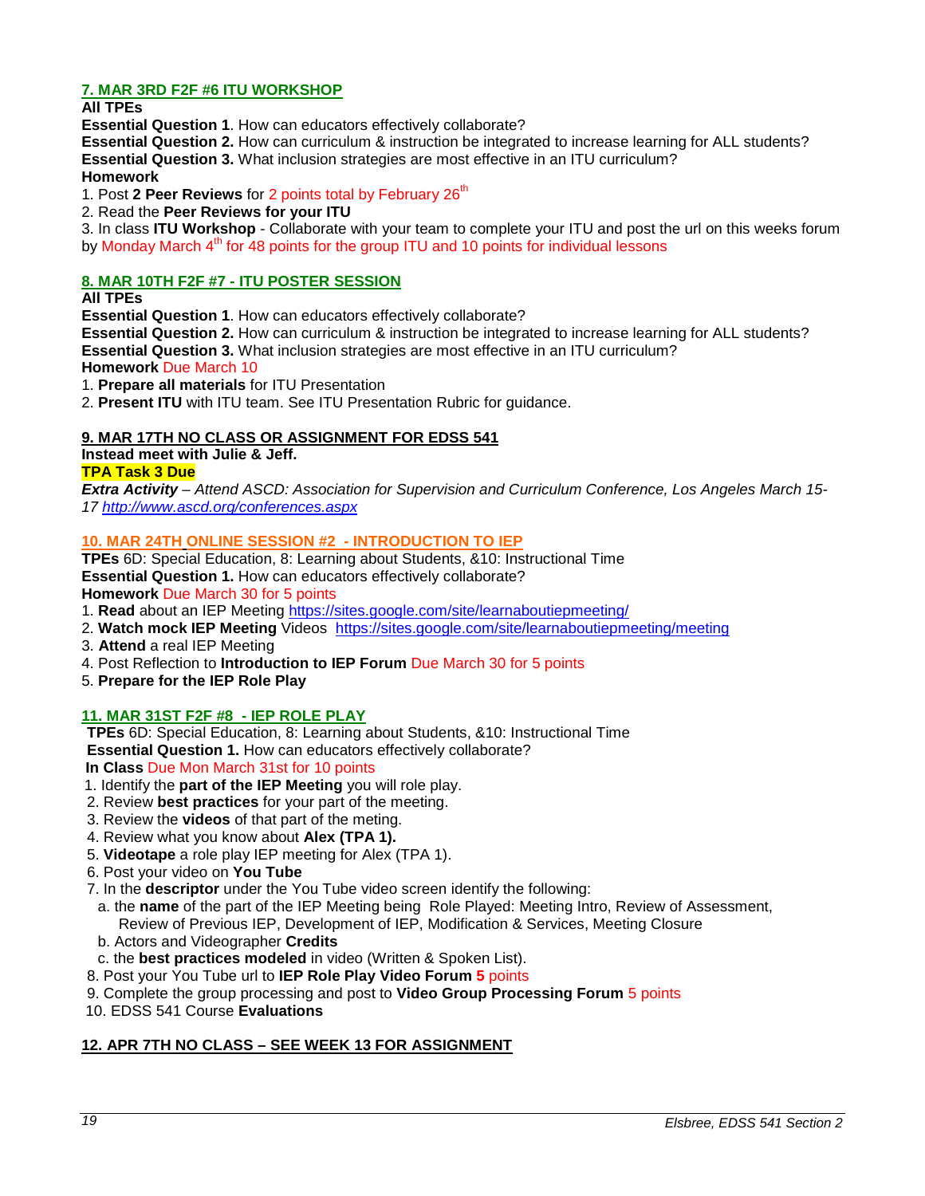## 7. MAR 3RD F2F #6 ITU WORKSHOP

**All TPEs**

**Essential Question 1**. How can educators effectively collaborate?

**Essential Question 2.** How can curriculum & instruction be integrated to increase learning for ALL students?

**Essential Question 3.** What inclusion strategies are most effective in an ITU curriculum?

**Homework**

1. Post **2 Peer Reviews** for 2 points total by February 26th
2. Read the **Peer Reviews for your ITU**
3. In class **ITU Workshop** - Collaborate with your team to complete your ITU and post the url on this weeks forum by Monday March 4th for 48 points for the group ITU and 10 points for individual lessons

## 8. MAR 10TH F2F #7 - ITU POSTER SESSION

**All TPEs**

**Essential Question 1**. How can educators effectively collaborate?

**Essential Question 2.** How can curriculum & instruction be integrated to increase learning for ALL students?

**Essential Question 3.** What inclusion strategies are most effective in an ITU curriculum?

**Homework** Due March 10

1. **Prepare all materials** for ITU Presentation
2. **Present ITU** with ITU team. See ITU Presentation Rubric for guidance.

## 9. MAR 17TH NO CLASS OR ASSIGNMENT FOR EDSS 541

**Instead meet with Julie & Jeff.**

**TPA Task 3 Due**

***Extra Activity*** *– Attend ASCD: Association for Supervision and Curriculum Conference, Los Angeles March 15-17* *http://www.ascd.org/conferences.aspx*

## 10. MAR 24TH ONLINE SESSION #2 - INTRODUCTION TO IEP

**TPEs** 6D: Special Education, 8: Learning about Students, &10: Instructional Time

**Essential Question 1.** How can educators effectively collaborate?

**Homework** Due March 30 for 5 points

1. **Read** about an IEP Meeting https://sites.google.com/site/learnaboutiepmeeting/
2. **Watch mock IEP Meeting** Videos https://sites.google.com/site/learnaboutiepmeeting/meeting
3. **Attend** a real IEP Meeting
4. Post Reflection to **Introduction to IEP Forum** Due March 30 for 5 points
5. **Prepare for the IEP Role Play**

## 11. MAR 31ST F2F #8 - IEP ROLE PLAY

**TPEs** 6D: Special Education, 8: Learning about Students, &10: Instructional Time

**Essential Question 1.** How can educators effectively collaborate?

**In Class** Due Mon March 31st for 10 points

1. Identify the **part of the IEP Meeting** you will role play.
2. Review **best practices** for your part of the meeting.
3. Review the **videos** of that part of the meting.
4. Review what you know about **Alex (TPA 1).**
5. **Videotape** a role play IEP meeting for Alex (TPA 1).
6. Post your video on **You Tube**
7. In the **descriptor** under the You Tube video screen identify the following:
   a. the **name** of the part of the IEP Meeting being Role Played: Meeting Intro, Review of Assessment, Review of Previous IEP, Development of IEP, Modification & Services, Meeting Closure
   b. Actors and Videographer **Credits**
   c. the **best practices modeled** in video (Written & Spoken List).
8. Post your You Tube url to **IEP Role Play Video Forum** **5** points
9. Complete the group processing and post to **Video Group Processing Forum** 5 points
10. EDSS 541 Course **Evaluations**

## 12. APR 7TH NO CLASS – SEE WEEK 13 FOR ASSIGNMENT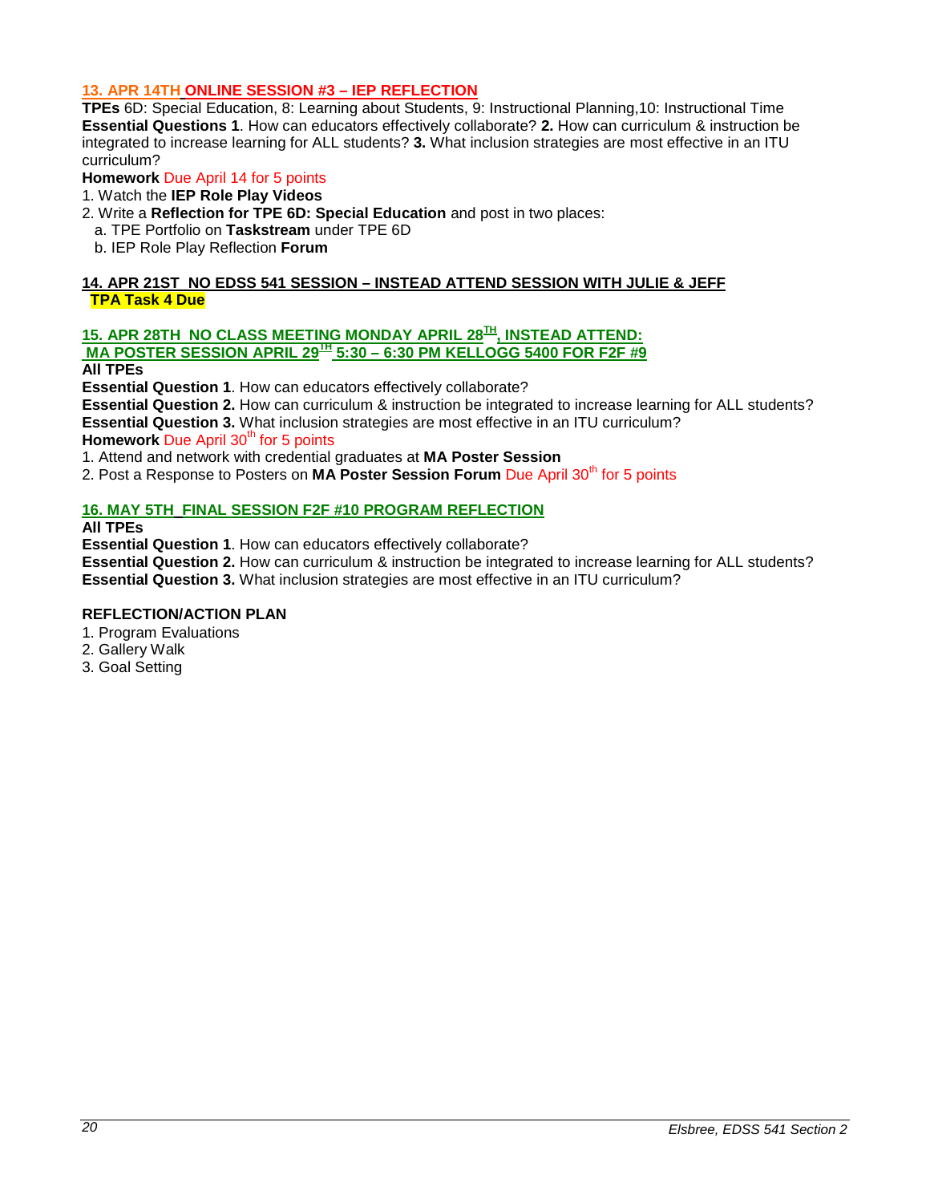### 13. APR 14TH ONLINE SESSION #3 – IEP REFLECTION

**TPEs** 6D: Special Education, 8: Learning about Students, 9: Instructional Planning,10: Instructional Time
**Essential Questions 1**. How can educators effectively collaborate? **2.** How can curriculum & instruction be integrated to increase learning for ALL students? **3.** What inclusion strategies are most effective in an ITU curriculum?
**Homework** Due April 14 for 5 points

1. Watch the **IEP Role Play Videos**
2. Write a **Reflection for TPE 6D: Special Education** and post in two places:
   a. TPE Portfolio on **Taskstream** under TPE 6D
   b. IEP Role Play Reflection **Forum**

### 14. APR 21ST NO EDSS 541 SESSION – INSTEAD ATTEND SESSION WITH JULIE & JEFF

**TPA Task 4 Due**

### 15. APR 28TH NO CLASS MEETING MONDAY APRIL 28TH, INSTEAD ATTEND: MA POSTER SESSION APRIL 29TH 5:30 – 6:30 PM KELLOGG 5400 FOR F2F #9

**All TPEs**
**Essential Question 1**. How can educators effectively collaborate?
**Essential Question 2.** How can curriculum & instruction be integrated to increase learning for ALL students?
**Essential Question 3.** What inclusion strategies are most effective in an ITU curriculum?
**Homework** Due April 30th for 5 points

1. Attend and network with credential graduates at **MA Poster Session**
2. Post a Response to Posters on **MA Poster Session Forum** Due April 30th for 5 points

### 16. MAY 5TH FINAL SESSION F2F #10 PROGRAM REFLECTION

**All TPEs**
**Essential Question 1**. How can educators effectively collaborate?
**Essential Question 2.** How can curriculum & instruction be integrated to increase learning for ALL students?
**Essential Question 3.** What inclusion strategies are most effective in an ITU curriculum?

**REFLECTION/ACTION PLAN**

1. Program Evaluations
2. Gallery Walk
3. Goal Setting